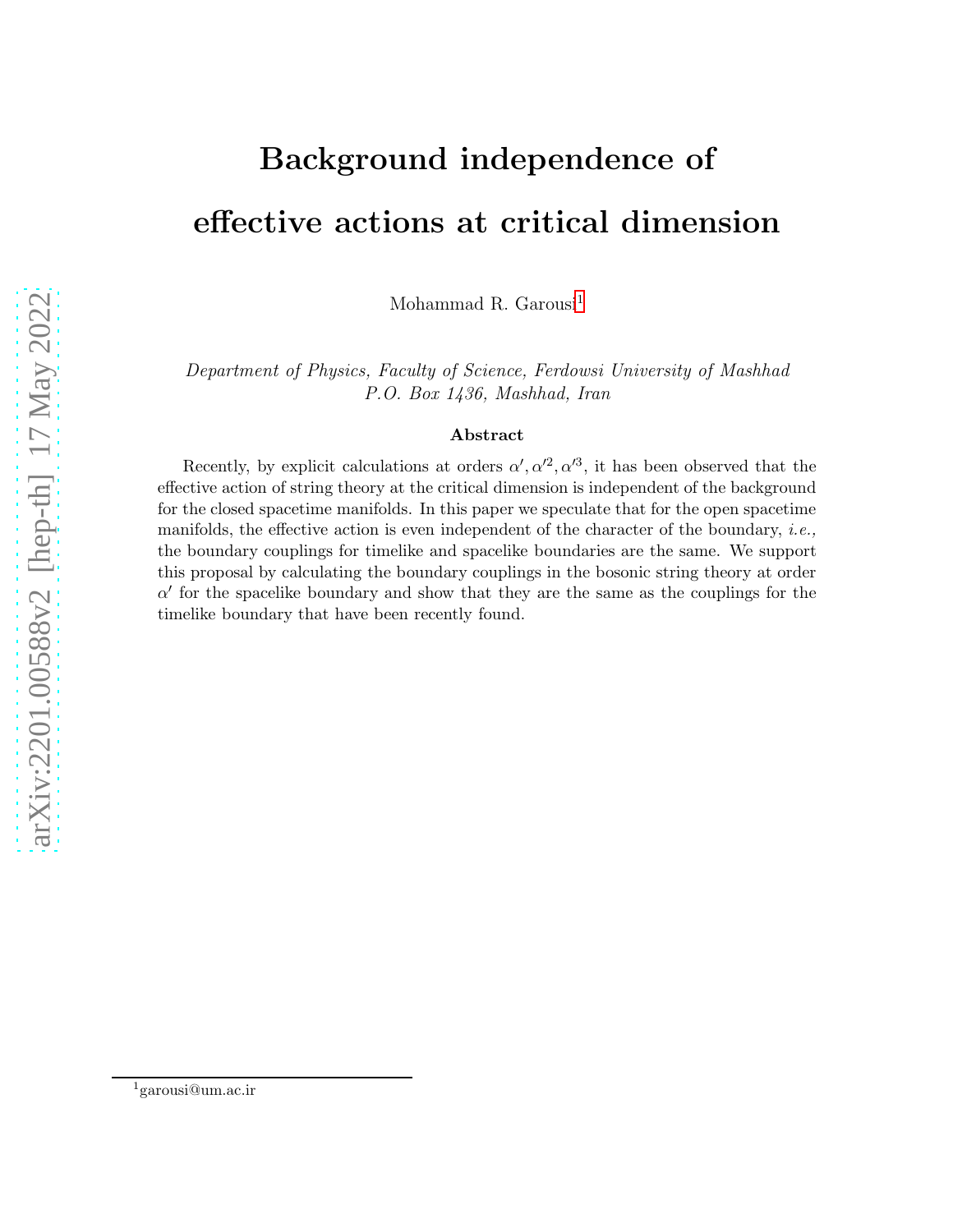# Background independence of effective actions at critical dimension

Mohammad R. Garousi[1]

*Department of Physics, Faculty of Science, Ferdowsi University of Mashhad*
*P.O. Box 1436, Mashhad, Iran*

### Abstract

Recently, by explicit calculations at orders $\alpha', \alpha'^2, \alpha'^3$, it has been observed that the effective action of string theory at the critical dimension is independent of the background for the closed spacetime manifolds. In this paper we speculate that for the open spacetime manifolds, the effective action is even independent of the character of the boundary, *i.e.,* the boundary couplings for timelike and spacelike boundaries are the same. We support this proposal by calculating the boundary couplings in the bosonic string theory at order $\alpha'$ for the spacelike boundary and show that they are the same as the couplings for the timelike boundary that have been recently found.

[1] garousi@um.ac.ir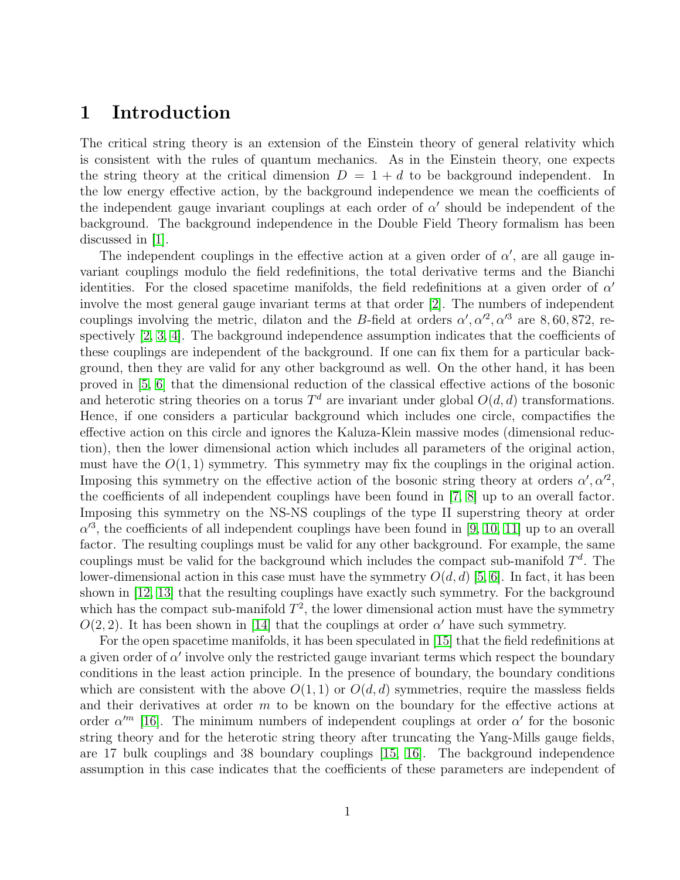# 1 Introduction

The critical string theory is an extension of the Einstein theory of general relativity which is consistent with the rules of quantum mechanics. As in the Einstein theory, one expects the string theory at the critical dimension $D = 1 + d$ to be background independent. In the low energy effective action, by the background independence we mean the coefficients of the independent gauge invariant couplings at each order of $\alpha'$ should be independent of the background. The background independence in the Double Field Theory formalism has been discussed in [1].

The independent couplings in the effective action at a given order of $\alpha'$, are all gauge invariant couplings modulo the field redefinitions, the total derivative terms and the Bianchi identities. For the closed spacetime manifolds, the field redefinitions at a given order of $\alpha'$ involve the most general gauge invariant terms at that order [2]. The numbers of independent couplings involving the metric, dilaton and the $B$-field at orders $\alpha', \alpha'^2, \alpha'^3$ are $8, 60, 872$, respectively [2, 3, 4]. The background independence assumption indicates that the coefficients of these couplings are independent of the background. If one can fix them for a particular background, then they are valid for any other background as well. On the other hand, it has been proved in [5, 6] that the dimensional reduction of the classical effective actions of the bosonic and heterotic string theories on a torus $T^d$ are invariant under global $O(d, d)$ transformations. Hence, if one considers a particular background which includes one circle, compactifies the effective action on this circle and ignores the Kaluza-Klein massive modes (dimensional reduction), then the lower dimensional action which includes all parameters of the original action, must have the $O(1, 1)$ symmetry. This symmetry may fix the couplings in the original action. Imposing this symmetry on the effective action of the bosonic string theory at orders $\alpha', \alpha'^2$, the coefficients of all independent couplings have been found in [7, 8] up to an overall factor. Imposing this symmetry on the NS-NS couplings of the type II superstring theory at order $\alpha'^3$, the coefficients of all independent couplings have been found in [9, 10, 11] up to an overall factor. The resulting couplings must be valid for any other background. For example, the same couplings must be valid for the background which includes the compact sub-manifold $T^d$. The lower-dimensional action in this case must have the symmetry $O(d, d)$ [5, 6]. In fact, it has been shown in [12, 13] that the resulting couplings have exactly such symmetry. For the background which has the compact sub-manifold $T^2$, the lower dimensional action must have the symmetry $O(2, 2)$. It has been shown in [14] that the couplings at order $\alpha'$ have such symmetry.

For the open spacetime manifolds, it has been speculated in [15] that the field redefinitions at a given order of $\alpha'$ involve only the restricted gauge invariant terms which respect the boundary conditions in the least action principle. In the presence of boundary, the boundary conditions which are consistent with the above $O(1, 1)$ or $O(d, d)$ symmetries, require the massless fields and their derivatives at order $m$ to be known on the boundary for the effective actions at order $\alpha'^m$ [16]. The minimum numbers of independent couplings at order $\alpha'$ for the bosonic string theory and for the heterotic string theory after truncating the Yang-Mills gauge fields, are 17 bulk couplings and 38 boundary couplings [15, 16]. The background independence assumption in this case indicates that the coefficients of these parameters are independent of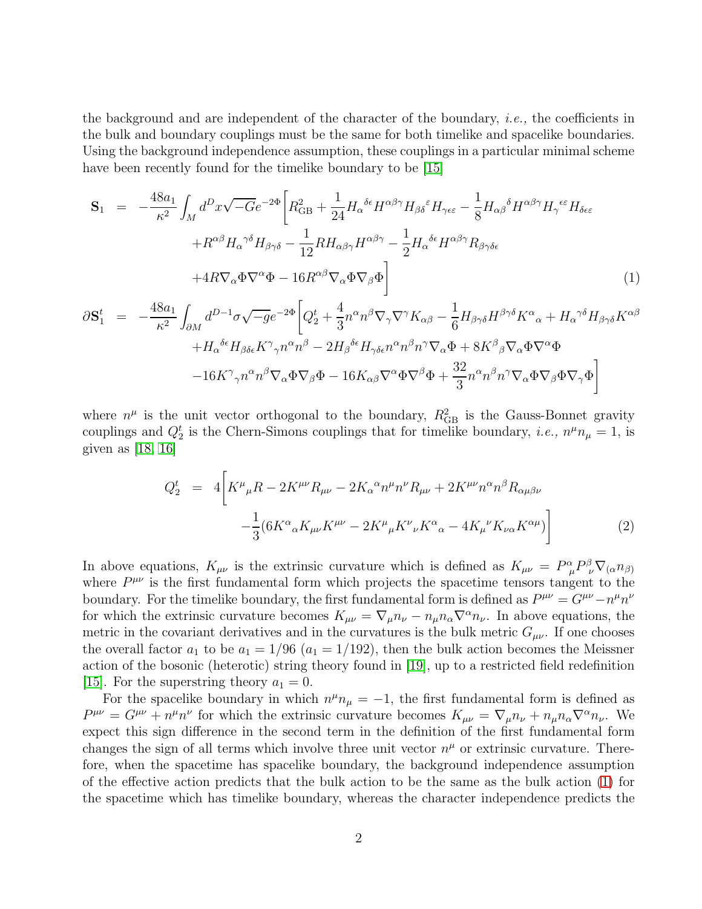the background and are independent of the character of the boundary, *i.e.,* the coefficients in the bulk and boundary couplings must be the same for both timelike and spacelike boundaries. Using the background independence assumption, these couplings in a particular minimal scheme have been recently found for the timelike boundary to be [15]

$$
\begin{aligned}
\mathbf{S}_1 &= -\frac{48a_1}{\kappa^2}\int_M d^Dx\sqrt{-G}e^{-2\Phi}\bigg[R^2_{\rm GB}+\frac{1}{24}H_\alpha{}^{\delta\epsilon}H^{\alpha\beta\gamma}H_{\beta\delta}{}^{\varepsilon}H_{\gamma\epsilon\varepsilon}-\frac{1}{8}H_{\alpha\beta}{}^{\delta}H^{\alpha\beta\gamma}H_\gamma{}^{\epsilon\varepsilon}H_{\delta\epsilon\varepsilon}\\
&\quad +R^{\alpha\beta}H_\alpha{}^{\gamma\delta}H_{\beta\gamma\delta}-\frac{1}{12}RH_{\alpha\beta\gamma}H^{\alpha\beta\gamma}-\frac{1}{2}H_\alpha{}^{\delta\epsilon}H^{\alpha\beta\gamma}R_{\beta\gamma\delta\epsilon}\\
&\quad +4R\nabla_\alpha\Phi\nabla^\alpha\Phi-16R^{\alpha\beta}\nabla_\alpha\Phi\nabla_\beta\Phi\bigg] \qquad (1)\\
\partial\mathbf{S}^t_1 &= -\frac{48a_1}{\kappa^2}\int_{\partial M} d^{D-1}\sigma\sqrt{-g}e^{-2\Phi}\bigg[Q^t_2+\frac{4}{3}n^\alpha n^\beta\nabla_\gamma\nabla^\gamma K_{\alpha\beta}-\frac{1}{6}H_{\beta\gamma\delta}H^{\beta\gamma\delta}K^\alpha{}_\alpha+H_\alpha{}^{\gamma\delta}H_{\beta\gamma\delta}K^{\alpha\beta}\\
&\quad +H_\alpha{}^{\delta\epsilon}H_{\beta\delta\epsilon}K^\gamma{}_\gamma n^\alpha n^\beta-2H_\beta{}^{\delta\epsilon}H_{\gamma\delta\epsilon}n^\alpha n^\beta n^\gamma\nabla_\alpha\Phi+8K^\beta{}_\beta\nabla_\alpha\Phi\nabla^\alpha\Phi\\
&\quad -16K^\gamma{}_\gamma n^\alpha n^\beta\nabla_\alpha\Phi\nabla_\beta\Phi-16K_{\alpha\beta}\nabla^\alpha\Phi\nabla^\beta\Phi+\frac{32}{3}n^\alpha n^\beta n^\gamma\nabla_\alpha\Phi\nabla_\beta\Phi\nabla_\gamma\Phi\bigg]
\end{aligned}
$$

where $n^\mu$ is the unit vector orthogonal to the boundary, $R^2_{\rm GB}$ is the Gauss-Bonnet gravity couplings and $Q^t_2$ is the Chern-Simons couplings that for timelike boundary, *i.e.,* $n^\mu n_\mu = 1$, is given as [18, 16]

$$
\begin{aligned}
Q^t_2 &= 4\bigg[K^\mu{}_\mu R-2K^{\mu\nu}R_{\mu\nu}-2K_\alpha{}^\alpha n^\mu n^\nu R_{\mu\nu}+2K^{\mu\nu}n^\alpha n^\beta R_{\alpha\mu\beta\nu}\\
&\quad -\frac{1}{3}(6K^\alpha{}_\alpha K_{\mu\nu}K^{\mu\nu}-2K^\mu{}_\mu K^\nu{}_\nu K^\alpha{}_\alpha-4K_\mu{}^\nu K_{\nu\alpha}K^{\alpha\mu})\bigg] \qquad (2)
\end{aligned}
$$

In above equations, $K_{\mu\nu}$ is the extrinsic curvature which is defined as $K_{\mu\nu} = P^\alpha_\mu P^\beta_\nu\nabla_{(\alpha}n_{\beta)}$ where $P^{\mu\nu}$ is the first fundamental form which projects the spacetime tensors tangent to the boundary. For the timelike boundary, the first fundamental form is defined as $P^{\mu\nu} = G^{\mu\nu} - n^\mu n^\nu$ for which the extrinsic curvature becomes $K_{\mu\nu} = \nabla_\mu n_\nu - n_\mu n_\alpha\nabla^\alpha n_\nu$. In above equations, the metric in the covariant derivatives and in the curvatures is the bulk metric $G_{\mu\nu}$. If one chooses the overall factor $a_1$ to be $a_1 = 1/96$ ($a_1 = 1/192$), then the bulk action becomes the Meissner action of the bosonic (heterotic) string theory found in [19], up to a restricted field redefinition [15]. For the superstring theory $a_1 = 0$.

For the spacelike boundary in which $n^\mu n_\mu = -1$, the first fundamental form is defined as $P^{\mu\nu} = G^{\mu\nu} + n^\mu n^\nu$ for which the extrinsic curvature becomes $K_{\mu\nu} = \nabla_\mu n_\nu + n_\mu n_\alpha\nabla^\alpha n_\nu$. We expect this sign difference in the second term in the definition of the first fundamental form changes the sign of all terms which involve three unit vector $n^\mu$ or extrinsic curvature. Therefore, when the spacetime has spacelike boundary, the background independence assumption of the effective action predicts that the bulk action to be the same as the bulk action (1) for the spacetime which has timelike boundary, whereas the character independence predicts the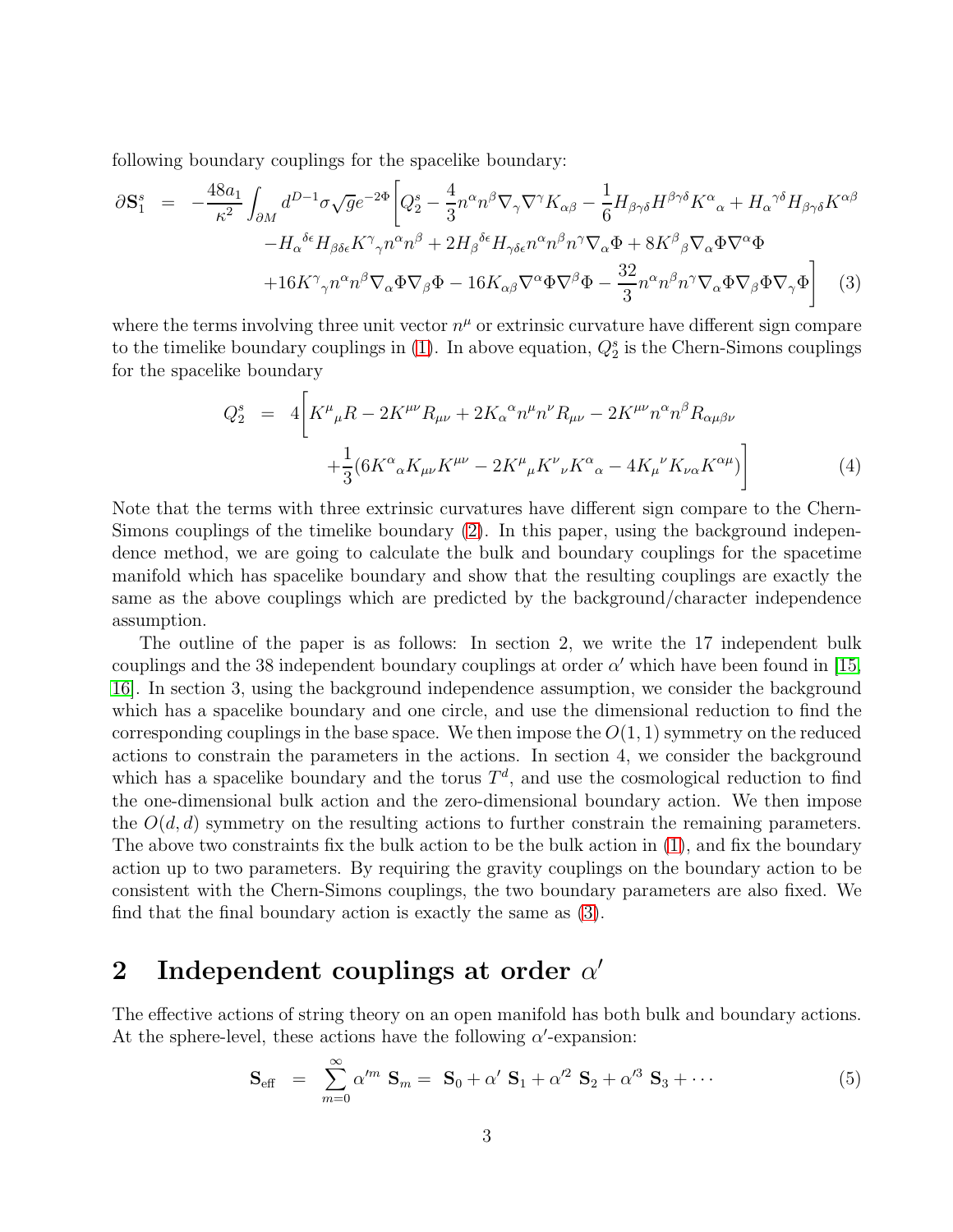following boundary couplings for the spacelike boundary:

$$
\begin{aligned}
\partial\mathbf{S}_1^s &= -\frac{48a_1}{\kappa^2}\int_{\partial M} d^{D-1}\sigma\sqrt{g}e^{-2\Phi}\bigg[Q_2^s - \frac{4}{3}n^\alpha n^\beta\nabla_\gamma\nabla^\gamma K_{\alpha\beta} - \frac{1}{6}H_{\beta\gamma\delta}H^{\beta\gamma\delta}K^\alpha{}_\alpha + H_\alpha{}^{\gamma\delta}H_{\beta\gamma\delta}K^{\alpha\beta} \\
&\quad - H_\alpha{}^{\delta\epsilon}H_{\beta\delta\epsilon}K^\gamma{}_\gamma n^\alpha n^\beta + 2H_\beta{}^{\delta\epsilon}H_{\gamma\delta\epsilon}n^\alpha n^\beta n^\gamma\nabla_\alpha\Phi + 8K^\beta{}_\beta\nabla_\alpha\Phi\nabla^\alpha\Phi \\
&\quad + 16K^\gamma{}_\gamma n^\alpha n^\beta\nabla_\alpha\Phi\nabla_\beta\Phi - 16K_{\alpha\beta}\nabla^\alpha\Phi\nabla^\beta\Phi - \frac{32}{3}n^\alpha n^\beta n^\gamma\nabla_\alpha\Phi\nabla_\beta\Phi\nabla_\gamma\Phi\bigg] \qquad (3)
\end{aligned}
$$

where the terms involving three unit vector $n^\mu$ or extrinsic curvature have different sign compare to the timelike boundary couplings in (1). In above equation, $Q_2^s$ is the Chern-Simons couplings for the spacelike boundary

$$
\begin{aligned}
Q_2^s &= 4\bigg[K^\mu{}_\mu R - 2K^{\mu\nu}R_{\mu\nu} + 2K_\alpha{}^\alpha n^\mu n^\nu R_{\mu\nu} - 2K^{\mu\nu}n^\alpha n^\beta R_{\alpha\mu\beta\nu} \\
&\quad + \frac{1}{3}(6K^\alpha{}_\alpha K_{\mu\nu}K^{\mu\nu} - 2K^\mu{}_\mu K^\nu{}_\nu K^\alpha{}_\alpha - 4K_\mu{}^\nu K_{\nu\alpha}K^{\alpha\mu})\bigg] \qquad (4)
\end{aligned}
$$

Note that the terms with three extrinsic curvatures have different sign compare to the Chern-Simons couplings of the timelike boundary (2). In this paper, using the background independence method, we are going to calculate the bulk and boundary couplings for the spacetime manifold which has spacelike boundary and show that the resulting couplings are exactly the same as the above couplings which are predicted by the background/character independence assumption.

The outline of the paper is as follows: In section 2, we write the 17 independent bulk couplings and the 38 independent boundary couplings at order $\alpha'$ which have been found in [15, 16]. In section 3, using the background independence assumption, we consider the background which has a spacelike boundary and one circle, and use the dimensional reduction to find the corresponding couplings in the base space. We then impose the $O(1,1)$ symmetry on the reduced actions to constrain the parameters in the actions. In section 4, we consider the background which has a spacelike boundary and the torus $T^d$, and use the cosmological reduction to find the one-dimensional bulk action and the zero-dimensional boundary action. We then impose the $O(d,d)$ symmetry on the resulting actions to further constrain the remaining parameters. The above two constraints fix the bulk action to be the bulk action in (1), and fix the boundary action up to two parameters. By requiring the gravity couplings on the boundary action to be consistent with the Chern-Simons couplings, the two boundary parameters are also fixed. We find that the final boundary action is exactly the same as (3).

## 2 Independent couplings at order $\alpha'$

The effective actions of string theory on an open manifold has both bulk and boundary actions. At the sphere-level, these actions have the following $\alpha'$-expansion:

$$
\mathbf{S}_{\text{eff}} = \sum_{m=0}^{\infty}\alpha'^m\,\mathbf{S}_m = \mathbf{S}_0 + \alpha'\,\mathbf{S}_1 + \alpha'^2\,\mathbf{S}_2 + \alpha'^3\,\mathbf{S}_3 + \cdots \qquad (5)
$$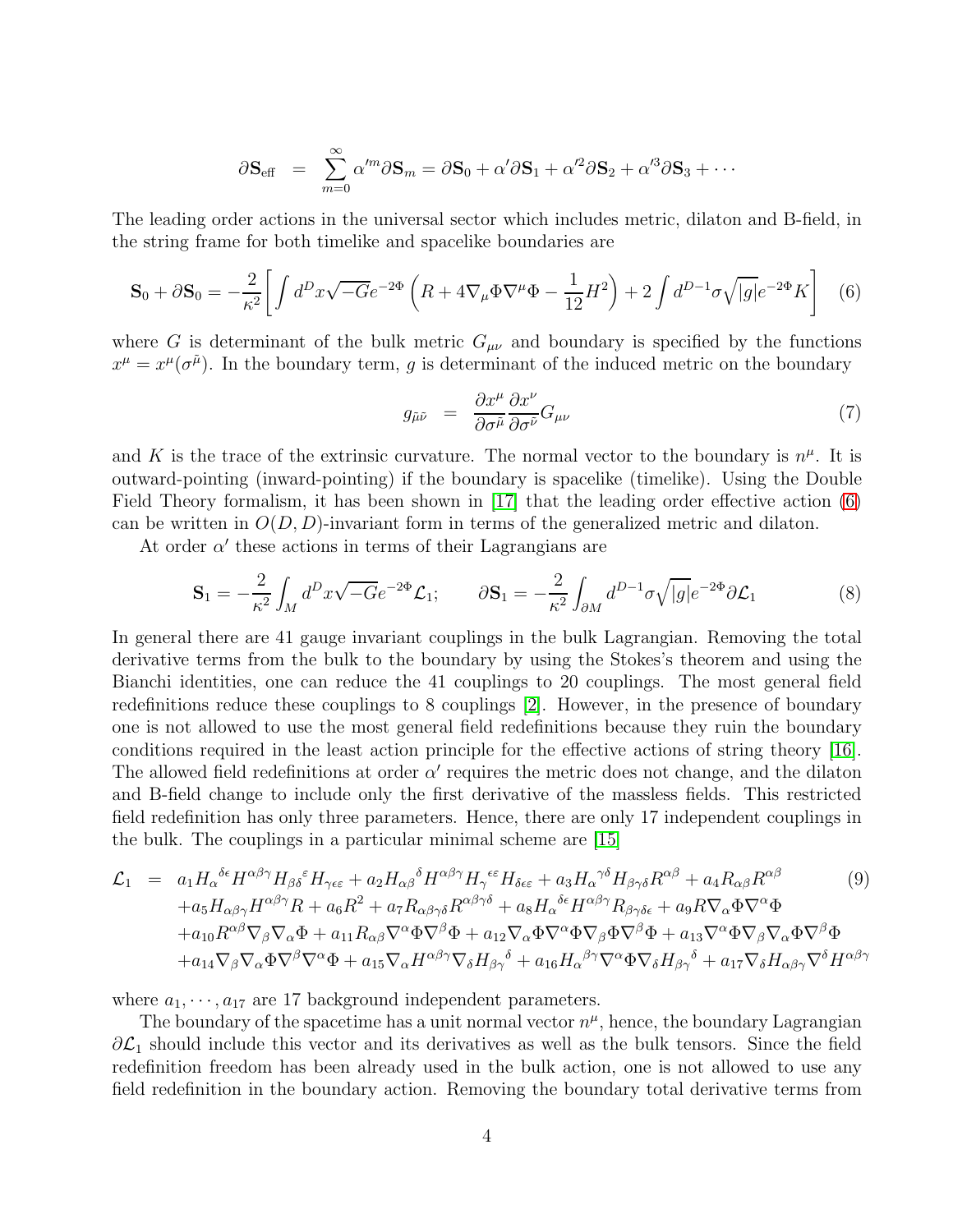$$\partial \mathbf{S}_{\rm eff} = \sum_{m=0}^{\infty} \alpha'^m \partial \mathbf{S}_m = \partial \mathbf{S}_0 + \alpha' \partial \mathbf{S}_1 + \alpha'^2 \partial \mathbf{S}_2 + \alpha'^3 \partial \mathbf{S}_3 + \cdots$$

The leading order actions in the universal sector which includes metric, dilaton and B-field, in the string frame for both timelike and spacelike boundaries are

$$\mathbf{S}_0 + \partial \mathbf{S}_0 = -\frac{2}{\kappa^2}\bigg[\int d^D x \sqrt{-G} e^{-2\Phi}\left(R + 4\nabla_\mu \Phi \nabla^\mu \Phi - \frac{1}{12}H^2\right) + 2\int d^{D-1}\sigma \sqrt{|g|} e^{-2\Phi} K\bigg] \quad (6)$$

where $G$ is determinant of the bulk metric $G_{\mu\nu}$ and boundary is specified by the functions $x^\mu = x^\mu(\sigma^{\tilde{\mu}})$. In the boundary term, $g$ is determinant of the induced metric on the boundary

$$g_{\tilde{\mu}\tilde{\nu}} = \frac{\partial x^\mu}{\partial \sigma^{\tilde{\mu}}}\frac{\partial x^\nu}{\partial \sigma^{\tilde{\nu}}} G_{\mu\nu} \quad (7)$$

and $K$ is the trace of the extrinsic curvature. The normal vector to the boundary is $n^\mu$. It is outward-pointing (inward-pointing) if the boundary is spacelike (timelike). Using the Double Field Theory formalism, it has been shown in [17] that the leading order effective action (6) can be written in $O(D,D)$-invariant form in terms of the generalized metric and dilaton.

At order $\alpha'$ these actions in terms of their Lagrangians are

$$\mathbf{S}_1 = -\frac{2}{\kappa^2}\int_M d^D x \sqrt{-G} e^{-2\Phi} \mathcal{L}_1; \qquad \partial \mathbf{S}_1 = -\frac{2}{\kappa^2}\int_{\partial M} d^{D-1}\sigma \sqrt{|g|} e^{-2\Phi} \partial \mathcal{L}_1 \quad (8)$$

In general there are 41 gauge invariant couplings in the bulk Lagrangian. Removing the total derivative terms from the bulk to the boundary by using the Stokes's theorem and using the Bianchi identities, one can reduce the 41 couplings to 20 couplings. The most general field redefinitions reduce these couplings to 8 couplings [2]. However, in the presence of boundary one is not allowed to use the most general field redefinitions because they ruin the boundary conditions required in the least action principle for the effective actions of string theory [16]. The allowed field redefinitions at order $\alpha'$ requires the metric does not change, and the dilaton and B-field change to include only the first derivative of the massless fields. This restricted field redefinition has only three parameters. Hence, there are only 17 independent couplings in the bulk. The couplings in a particular minimal scheme are [15]

$$\begin{aligned}
\mathcal{L}_1 = \; & a_1 H_\alpha{}^{\delta\epsilon} H^{\alpha\beta\gamma} H_{\beta\delta}{}^{\varepsilon} H_{\gamma\epsilon\varepsilon} + a_2 H_{\alpha\beta}{}^{\delta} H^{\alpha\beta\gamma} H_\gamma{}^{\epsilon\varepsilon} H_{\delta\epsilon\varepsilon} + a_3 H_\alpha{}^{\gamma\delta} H_{\beta\gamma\delta} R^{\alpha\beta} + a_4 R_{\alpha\beta} R^{\alpha\beta} \\
& + a_5 H_{\alpha\beta\gamma} H^{\alpha\beta\gamma} R + a_6 R^2 + a_7 R_{\alpha\beta\gamma\delta} R^{\alpha\beta\gamma\delta} + a_8 H_\alpha{}^{\delta\epsilon} H^{\alpha\beta\gamma} R_{\beta\gamma\delta\epsilon} + a_9 R \nabla_\alpha \Phi \nabla^\alpha \Phi \\
& + a_{10} R^{\alpha\beta} \nabla_\beta \nabla_\alpha \Phi + a_{11} R_{\alpha\beta} \nabla^\alpha \Phi \nabla^\beta \Phi + a_{12} \nabla_\alpha \Phi \nabla^\alpha \Phi \nabla_\beta \Phi \nabla^\beta \Phi + a_{13} \nabla^\alpha \Phi \nabla_\beta \nabla_\alpha \Phi \nabla^\beta \Phi \\
& + a_{14} \nabla_\beta \nabla_\alpha \Phi \nabla^\beta \nabla^\alpha \Phi + a_{15} \nabla_\alpha H^{\alpha\beta\gamma} \nabla_\delta H_{\beta\gamma}{}^{\delta} + a_{16} H_\alpha{}^{\beta\gamma} \nabla^\alpha \Phi \nabla_\delta H_{\beta\gamma}{}^{\delta} + a_{17} \nabla_\delta H_{\alpha\beta\gamma} \nabla^\delta H^{\alpha\beta\gamma}
\end{aligned} \quad (9)$$

where $a_1, \cdots, a_{17}$ are 17 background independent parameters.

The boundary of the spacetime has a unit normal vector $n^\mu$, hence, the boundary Lagrangian $\partial \mathcal{L}_1$ should include this vector and its derivatives as well as the bulk tensors. Since the field redefinition freedom has been already used in the bulk action, one is not allowed to use any field redefinition in the boundary action. Removing the boundary total derivative terms from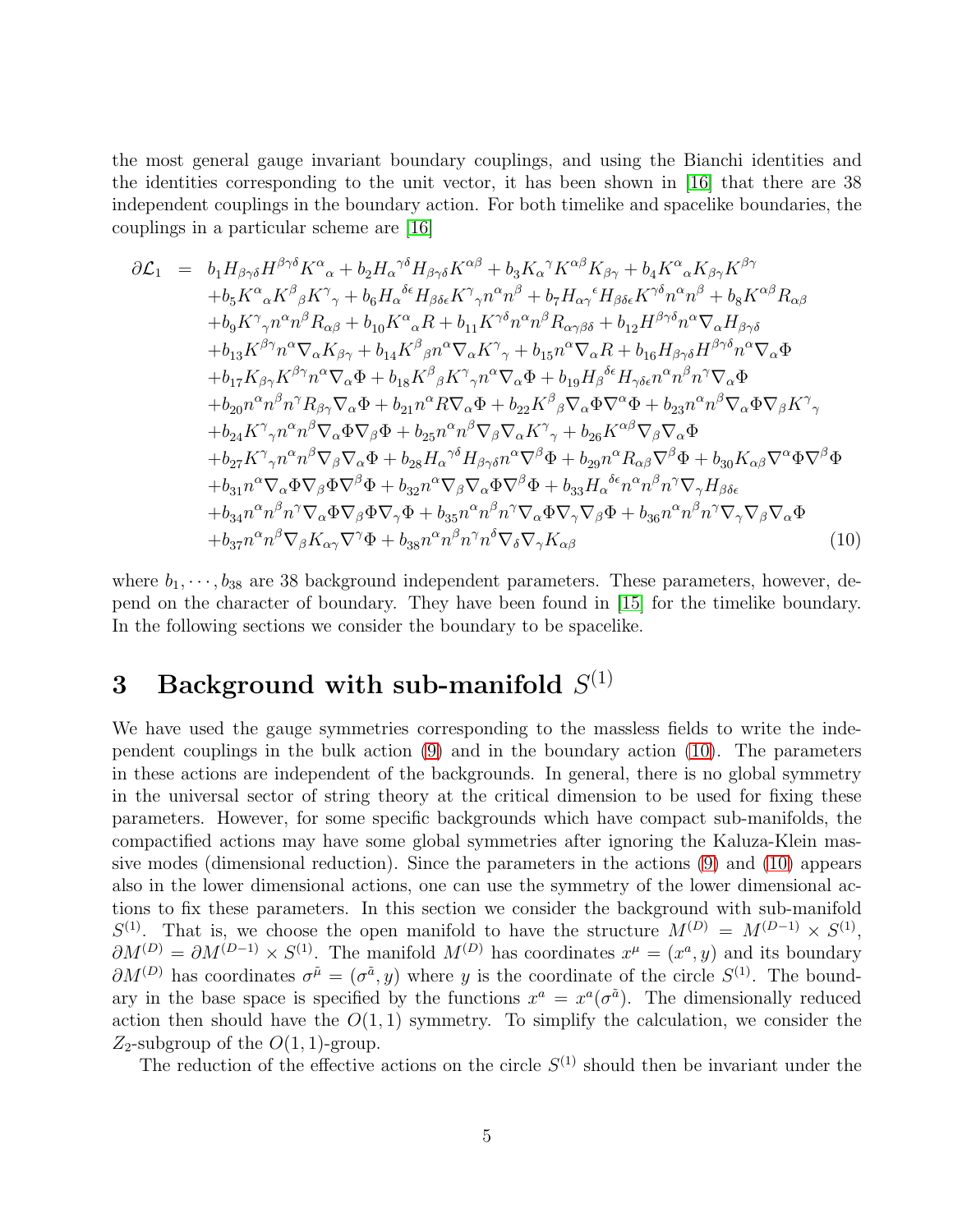the most general gauge invariant boundary couplings, and using the Bianchi identities and the identities corresponding to the unit vector, it has been shown in [16] that there are 38 independent couplings in the boundary action. For both timelike and spacelike boundaries, the couplings in a particular scheme are [16]

$$
\begin{aligned}
\partial\mathcal{L}_1 \;=\;& b_1 H_{\beta\gamma\delta}H^{\beta\gamma\delta}K^\alpha{}_\alpha + b_2 H_\alpha{}^{\gamma\delta}H_{\beta\gamma\delta}K^{\alpha\beta} + b_3 K_\alpha{}^\gamma K^{\alpha\beta}K_{\beta\gamma} + b_4 K^\alpha{}_\alpha K_{\beta\gamma}K^{\beta\gamma} \\
&+ b_5 K^\alpha{}_\alpha K^\beta{}_\beta K^\gamma{}_\gamma + b_6 H_\alpha{}^{\delta\epsilon}H_{\beta\delta\epsilon}K^\gamma{}_\gamma n^\alpha n^\beta + b_7 H_{\alpha\gamma}{}^\epsilon H_{\beta\delta\epsilon}K^{\gamma\delta}n^\alpha n^\beta + b_8 K^{\alpha\beta}R_{\alpha\beta} \\
&+ b_9 K^\gamma{}_\gamma n^\alpha n^\beta R_{\alpha\beta} + b_{10}K^\alpha{}_\alpha R + b_{11}K^{\gamma\delta}n^\alpha n^\beta R_{\alpha\gamma\beta\delta} + b_{12}H^{\beta\gamma\delta}n^\alpha\nabla_\alpha H_{\beta\gamma\delta} \\
&+ b_{13}K^{\beta\gamma}n^\alpha\nabla_\alpha K_{\beta\gamma} + b_{14}K^\beta{}_\beta n^\alpha\nabla_\alpha K^\gamma{}_\gamma + b_{15}n^\alpha\nabla_\alpha R + b_{16}H_{\beta\gamma\delta}H^{\beta\gamma\delta}n^\alpha\nabla_\alpha\Phi \\
&+ b_{17}K_{\beta\gamma}K^{\beta\gamma}n^\alpha\nabla_\alpha\Phi + b_{18}K^\beta{}_\beta K^\gamma{}_\gamma n^\alpha\nabla_\alpha\Phi + b_{19}H_\beta{}^{\delta\epsilon}H_{\gamma\delta\epsilon}n^\alpha n^\beta n^\gamma\nabla_\alpha\Phi \\
&+ b_{20}n^\alpha n^\beta n^\gamma R_{\beta\gamma}\nabla_\alpha\Phi + b_{21}n^\alpha R\nabla_\alpha\Phi + b_{22}K^\beta{}_\beta\nabla_\alpha\Phi\nabla^\alpha\Phi + b_{23}n^\alpha n^\beta\nabla_\alpha\Phi\nabla_\beta K^\gamma{}_\gamma \\
&+ b_{24}K^\gamma{}_\gamma n^\alpha n^\beta\nabla_\alpha\Phi\nabla_\beta\Phi + b_{25}n^\alpha n^\beta\nabla_\beta\nabla_\alpha K^\gamma{}_\gamma + b_{26}K^{\alpha\beta}\nabla_\beta\nabla_\alpha\Phi \\
&+ b_{27}K^\gamma{}_\gamma n^\alpha n^\beta\nabla_\beta\nabla_\alpha\Phi + b_{28}H_\alpha{}^{\gamma\delta}H_{\beta\gamma\delta}n^\alpha\nabla^\beta\Phi + b_{29}n^\alpha R_{\alpha\beta}\nabla^\beta\Phi + b_{30}K_{\alpha\beta}\nabla^\alpha\Phi\nabla^\beta\Phi \\
&+ b_{31}n^\alpha\nabla_\alpha\Phi\nabla_\beta\Phi\nabla^\beta\Phi + b_{32}n^\alpha\nabla_\beta\nabla_\alpha\Phi\nabla^\beta\Phi + b_{33}H_\alpha{}^{\delta\epsilon}n^\alpha n^\beta n^\gamma\nabla_\gamma H_{\beta\delta\epsilon} \\
&+ b_{34}n^\alpha n^\beta n^\gamma\nabla_\alpha\Phi\nabla_\beta\Phi\nabla_\gamma\Phi + b_{35}n^\alpha n^\beta n^\gamma\nabla_\alpha\Phi\nabla_\gamma\nabla_\beta\Phi + b_{36}n^\alpha n^\beta n^\gamma\nabla_\gamma\nabla_\beta\nabla_\alpha\Phi \\
&+ b_{37}n^\alpha n^\beta\nabla_\beta K_{\alpha\gamma}\nabla^\gamma\Phi + b_{38}n^\alpha n^\beta n^\gamma n^\delta\nabla_\delta\nabla_\gamma K_{\alpha\beta} \qquad (10)
\end{aligned}
$$

where $b_1, \cdots, b_{38}$ are 38 background independent parameters. These parameters, however, depend on the character of boundary. They have been found in [15] for the timelike boundary. In the following sections we consider the boundary to be spacelike.

# 3 Background with sub-manifold $S^{(1)}$

We have used the gauge symmetries corresponding to the massless fields to write the independent couplings in the bulk action (9) and in the boundary action (10). The parameters in these actions are independent of the backgrounds. In general, there is no global symmetry in the universal sector of string theory at the critical dimension to be used for fixing these parameters. However, for some specific backgrounds which have compact sub-manifolds, the compactified actions may have some global symmetries after ignoring the Kaluza-Klein massive modes (dimensional reduction). Since the parameters in the actions (9) and (10) appears also in the lower dimensional actions, one can use the symmetry of the lower dimensional actions to fix these parameters. In this section we consider the background with sub-manifold $S^{(1)}$. That is, we choose the open manifold to have the structure $M^{(D)} = M^{(D-1)} \times S^{(1)}$, $\partial M^{(D)} = \partial M^{(D-1)} \times S^{(1)}$. The manifold $M^{(D)}$ has coordinates $x^\mu = (x^a, y)$ and its boundary $\partial M^{(D)}$ has coordinates $\sigma^{\tilde{\mu}} = (\sigma^{\tilde{a}}, y)$ where $y$ is the coordinate of the circle $S^{(1)}$. The boundary in the base space is specified by the functions $x^a = x^a(\sigma^{\tilde{a}})$. The dimensionally reduced action then should have the $O(1,1)$ symmetry. To simplify the calculation, we consider the $Z_2$-subgroup of the $O(1,1)$-group.

The reduction of the effective actions on the circle $S^{(1)}$ should then be invariant under the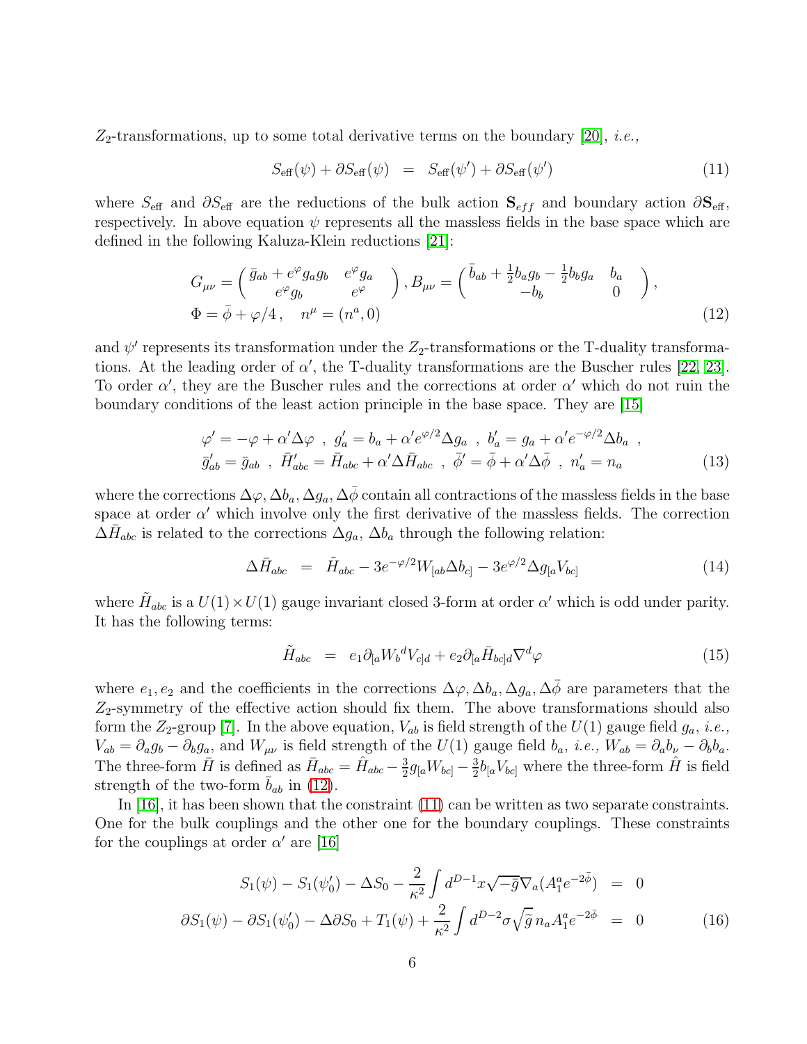$Z_2$-transformations, up to some total derivative terms on the boundary [20], *i.e.,*

$$S_{\rm eff}(\psi) + \partial S_{\rm eff}(\psi) \;\;=\;\; S_{\rm eff}(\psi') + \partial S_{\rm eff}(\psi') \tag{11}$$

where $S_{\rm eff}$ and $\partial S_{\rm eff}$ are the reductions of the bulk action $\mathbf{S}_{eff}$ and boundary action $\partial\mathbf{S}_{\rm eff}$, respectively. In above equation $\psi$ represents all the massless fields in the base space which are defined in the following Kaluza-Klein reductions [21]:

$$\begin{aligned}
G_{\mu\nu} &= \begin{pmatrix} \bar{g}_{ab} + e^{\varphi} g_a g_b & e^{\varphi} g_a \\ e^{\varphi} g_b & e^{\varphi} \end{pmatrix}, B_{\mu\nu} = \begin{pmatrix} \bar{b}_{ab} + \frac{1}{2} b_a g_b - \frac{1}{2} b_b g_a & b_a \\ -b_b & 0 \end{pmatrix}, \\
\Phi &= \bar{\phi} + \varphi/4 \,, \quad n^\mu = (n^a, 0)
\end{aligned} \tag{12}$$

and $\psi'$ represents its transformation under the $Z_2$-transformations or the T-duality transformations. At the leading order of $\alpha'$, the T-duality transformations are the Buscher rules [22, 23]. To order $\alpha'$, they are the Buscher rules and the corrections at order $\alpha'$ which do not ruin the boundary conditions of the least action principle in the base space. They are [15]

$$\begin{aligned}
&\varphi' = -\varphi + \alpha' \Delta\varphi \;\;,\;\; g'_a = b_a + \alpha' e^{\varphi/2} \Delta g_a \;\;,\;\; b'_a = g_a + \alpha' e^{-\varphi/2} \Delta b_a \;\;, \\
&\bar{g}'_{ab} = \bar{g}_{ab} \;\;,\;\; \bar{H}'_{abc} = \bar{H}_{abc} + \alpha' \Delta \bar{H}_{abc} \;\;,\;\; \bar{\phi}' = \bar{\phi} + \alpha' \Delta\bar{\phi} \;\;,\;\; n'_a = n_a
\end{aligned} \tag{13}$$

where the corrections $\Delta\varphi, \Delta b_a, \Delta g_a, \Delta\bar{\phi}$ contain all contractions of the massless fields in the base space at order $\alpha'$ which involve only the first derivative of the massless fields. The correction $\Delta\bar{H}_{abc}$ is related to the corrections $\Delta g_a$, $\Delta b_a$ through the following relation:

$$\Delta\bar{H}_{abc} \;\;=\;\; \tilde{H}_{abc} - 3e^{-\varphi/2} W_{[ab} \Delta b_{c]} - 3e^{\varphi/2} \Delta g_{[a} V_{bc]} \tag{14}$$

where $\tilde{H}_{abc}$ is a $U(1)\times U(1)$ gauge invariant closed 3-form at order $\alpha'$ which is odd under parity. It has the following terms:

$$\tilde{H}_{abc} \;\;=\;\; e_1 \partial_{[a} W_b{}^d V_{c]d} + e_2 \partial_{[a} \bar{H}_{bc]d} \nabla^d \varphi \tag{15}$$

where $e_1, e_2$ and the coefficients in the corrections $\Delta\varphi, \Delta b_a, \Delta g_a, \Delta\bar{\phi}$ are parameters that the $Z_2$-symmetry of the effective action should fix them. The above transformations should also form the $Z_2$-group [7]. In the above equation, $V_{ab}$ is field strength of the $U(1)$ gauge field $g_a$, *i.e.,* $V_{ab} = \partial_a g_b - \partial_b g_a$, and $W_{\mu\nu}$ is field strength of the $U(1)$ gauge field $b_a$, *i.e.,* $W_{ab} = \partial_a b_\nu - \partial_b b_a$. The three-form $\bar{H}$ is defined as $\bar{H}_{abc} = \hat{H}_{abc} - \frac{3}{2} g_{[a} W_{bc]} - \frac{3}{2} b_{[a} V_{bc]}$ where the three-form $\hat{H}$ is field strength of the two-form $\bar{b}_{ab}$ in (12).

In [16], it has been shown that the constraint (11) can be written as two separate constraints. One for the bulk couplings and the other one for the boundary couplings. These constraints for the couplings at order $\alpha'$ are [16]

$$\begin{aligned}
S_1(\psi) - S_1(\psi'_0) - \Delta S_0 - \frac{2}{\kappa^2} \int d^{D-1}x \sqrt{-\bar{g}} \nabla_a (A_1^a e^{-2\bar{\phi}}) \;\;&=\;\; 0 \\
\partial S_1(\psi) - \partial S_1(\psi'_0) - \Delta\partial S_0 + T_1(\psi) + \frac{2}{\kappa^2} \int d^{D-2}\sigma \sqrt{\tilde{g}}\, n_a A_1^a e^{-2\bar{\phi}} \;\;&=\;\; 0
\end{aligned} \tag{16}$$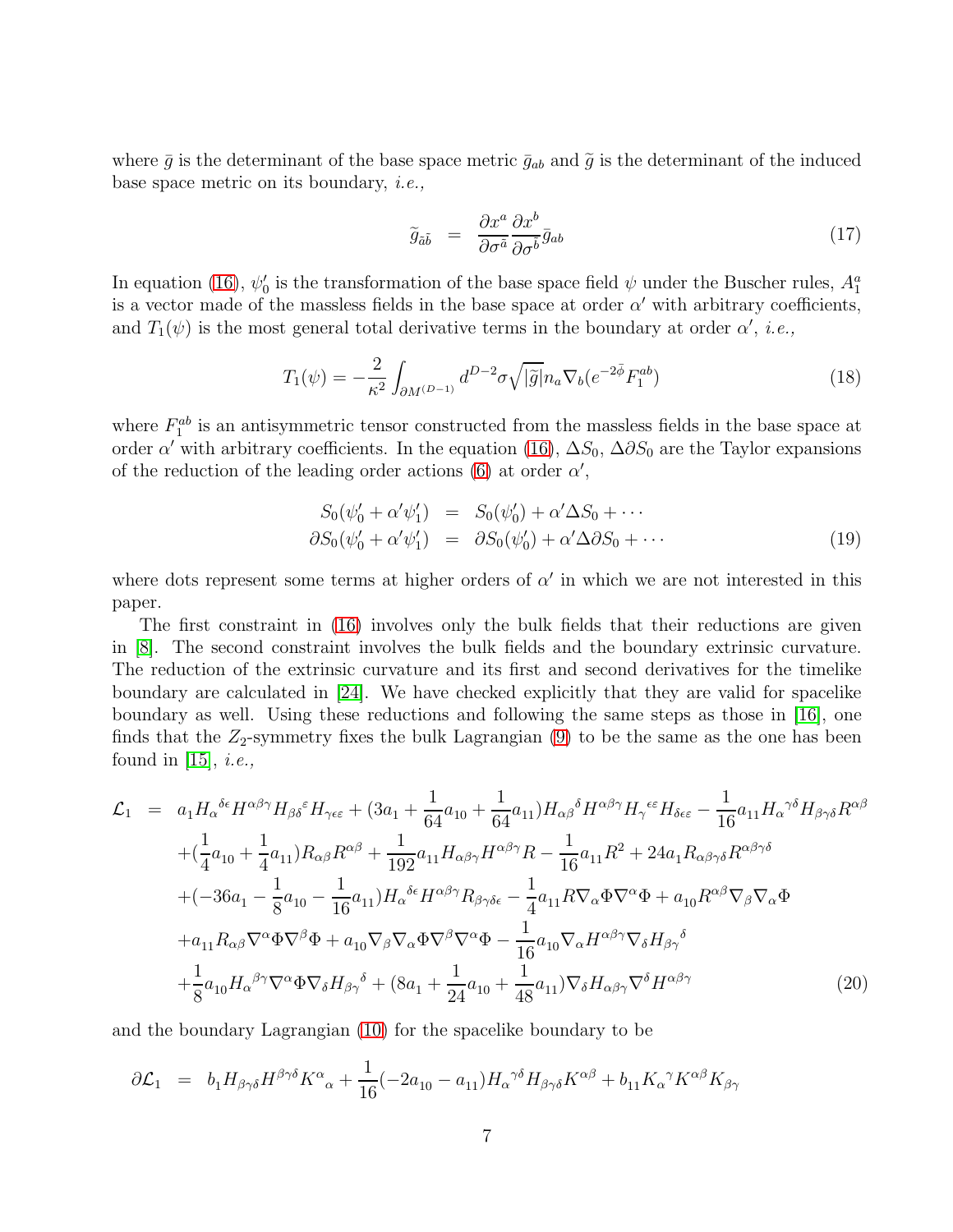where $\bar{g}$ is the determinant of the base space metric $\bar{g}_{ab}$ and $\tilde{g}$ is the determinant of the induced base space metric on its boundary, *i.e.,*

$$\tilde{g}_{\tilde{a}\tilde{b}} \;=\; \frac{\partial x^a}{\partial \sigma^{\tilde{a}}}\frac{\partial x^b}{\partial \sigma^{\tilde{b}}}\bar{g}_{ab} \tag{17}$$

In equation (16), $\psi_0'$ is the transformation of the base space field $\psi$ under the Buscher rules, $A_1^a$ is a vector made of the massless fields in the base space at order $\alpha'$ with arbitrary coefficients, and $T_1(\psi)$ is the most general total derivative terms in the boundary at order $\alpha'$, *i.e.,*

$$T_1(\psi) = -\frac{2}{\kappa^2}\int_{\partial M^{(D-1)}} d^{D-2}\sigma\sqrt{|\tilde{g}|}\,n_a\nabla_b(e^{-2\bar{\phi}}F_1^{ab}) \tag{18}$$

where $F_1^{ab}$ is an antisymmetric tensor constructed from the massless fields in the base space at order $\alpha'$ with arbitrary coefficients. In the equation (16), $\Delta S_0$, $\Delta\partial S_0$ are the Taylor expansions of the reduction of the leading order actions (6) at order $\alpha'$,

$$\begin{aligned}
S_0(\psi_0' + \alpha'\psi_1') &= S_0(\psi_0') + \alpha'\Delta S_0 + \cdots\\
\partial S_0(\psi_0' + \alpha'\psi_1') &= \partial S_0(\psi_0') + \alpha'\Delta\partial S_0 + \cdots
\end{aligned} \tag{19}$$

where dots represent some terms at higher orders of $\alpha'$ in which we are not interested in this paper.

The first constraint in (16) involves only the bulk fields that their reductions are given in [8]. The second constraint involves the bulk fields and the boundary extrinsic curvature. The reduction of the extrinsic curvature and its first and second derivatives for the timelike boundary are calculated in [24]. We have checked explicitly that they are valid for spacelike boundary as well. Using these reductions and following the same steps as those in [16], one finds that the $Z_2$-symmetry fixes the bulk Lagrangian (9) to be the same as the one has been found in [15], *i.e.,*

$$\begin{aligned}
\mathcal{L}_1 \;=\;& a_1 H_\alpha{}^{\delta\epsilon}H^{\alpha\beta\gamma}H_{\beta\delta}{}^{\varepsilon}H_{\gamma\epsilon\varepsilon} + (3a_1 + \frac{1}{64}a_{10} + \frac{1}{64}a_{11})H_{\alpha\beta}{}^{\delta}H^{\alpha\beta\gamma}H_\gamma{}^{\epsilon\varepsilon}H_{\delta\epsilon\varepsilon} - \frac{1}{16}a_{11}H_\alpha{}^{\gamma\delta}H_{\beta\gamma\delta}R^{\alpha\beta}\\
&+(\frac{1}{4}a_{10} + \frac{1}{4}a_{11})R_{\alpha\beta}R^{\alpha\beta} + \frac{1}{192}a_{11}H_{\alpha\beta\gamma}H^{\alpha\beta\gamma}R - \frac{1}{16}a_{11}R^2 + 24a_1 R_{\alpha\beta\gamma\delta}R^{\alpha\beta\gamma\delta}\\
&+(-36a_1 - \frac{1}{8}a_{10} - \frac{1}{16}a_{11})H_\alpha{}^{\delta\epsilon}H^{\alpha\beta\gamma}R_{\beta\gamma\delta\epsilon} - \frac{1}{4}a_{11}R\nabla_\alpha\Phi\nabla^\alpha\Phi + a_{10}R^{\alpha\beta}\nabla_\beta\nabla_\alpha\Phi\\
&+a_{11}R_{\alpha\beta}\nabla^\alpha\Phi\nabla^\beta\Phi + a_{10}\nabla_\beta\nabla_\alpha\Phi\nabla^\beta\nabla^\alpha\Phi - \frac{1}{16}a_{10}\nabla_\alpha H^{\alpha\beta\gamma}\nabla_\delta H_{\beta\gamma}{}^{\delta}\\
&+\frac{1}{8}a_{10}H_\alpha{}^{\beta\gamma}\nabla^\alpha\Phi\nabla_\delta H_{\beta\gamma}{}^{\delta} + (8a_1 + \frac{1}{24}a_{10} + \frac{1}{48}a_{11})\nabla_\delta H_{\alpha\beta\gamma}\nabla^\delta H^{\alpha\beta\gamma}
\end{aligned} \tag{20}$$

and the boundary Lagrangian (10) for the spacelike boundary to be

$$\partial\mathcal{L}_1 \;=\; b_1 H_{\beta\gamma\delta}H^{\beta\gamma\delta}K^\alpha{}_\alpha + \frac{1}{16}(-2a_{10} - a_{11})H_\alpha{}^{\gamma\delta}H_{\beta\gamma\delta}K^{\alpha\beta} + b_{11}K_\alpha{}^{\gamma}K^{\alpha\beta}K_{\beta\gamma}$$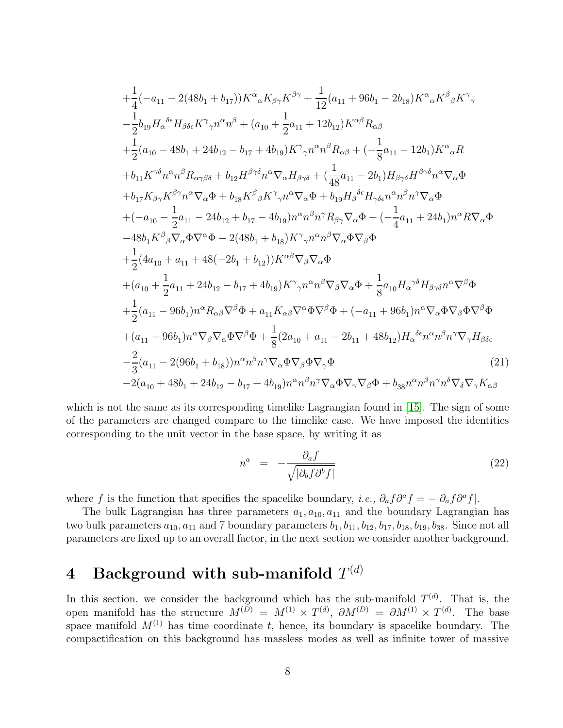$$
\begin{aligned}
&+\frac{1}{4}(-a_{11}-2(48b_1+b_{17}))K^{\alpha}{}_{\alpha}K_{\beta\gamma}K^{\beta\gamma}+\frac{1}{12}(a_{11}+96b_1-2b_{18})K^{\alpha}{}_{\alpha}K^{\beta}{}_{\beta}K^{\gamma}{}_{\gamma}\\
&-\frac{1}{2}b_{19}H_{\alpha}{}^{\delta\epsilon}H_{\beta\delta\epsilon}K^{\gamma}{}_{\gamma}n^{\alpha}n^{\beta}+(a_{10}+\frac{1}{2}a_{11}+12b_{12})K^{\alpha\beta}R_{\alpha\beta}\\
&+\frac{1}{2}(a_{10}-48b_1+24b_{12}-b_{17}+4b_{19})K^{\gamma}{}_{\gamma}n^{\alpha}n^{\beta}R_{\alpha\beta}+(-\frac{1}{8}a_{11}-12b_1)K^{\alpha}{}_{\alpha}R\\
&+b_{11}K^{\gamma\delta}n^{\alpha}n^{\beta}R_{\alpha\gamma\beta\delta}+b_{12}H^{\beta\gamma\delta}n^{\alpha}\nabla_{\alpha}H_{\beta\gamma\delta}+(\frac{1}{48}a_{11}-2b_1)H_{\beta\gamma\delta}H^{\beta\gamma\delta}n^{\alpha}\nabla_{\alpha}\Phi\\
&+b_{17}K_{\beta\gamma}K^{\beta\gamma}n^{\alpha}\nabla_{\alpha}\Phi+b_{18}K^{\beta}{}_{\beta}K^{\gamma}{}_{\gamma}n^{\alpha}\nabla_{\alpha}\Phi+b_{19}H_{\beta}{}^{\delta\epsilon}H_{\gamma\delta\epsilon}n^{\alpha}n^{\beta}n^{\gamma}\nabla_{\alpha}\Phi\\
&+(-a_{10}-\frac{1}{2}a_{11}-24b_{12}+b_{17}-4b_{19})n^{\alpha}n^{\beta}n^{\gamma}R_{\beta\gamma}\nabla_{\alpha}\Phi+(-\frac{1}{4}a_{11}+24b_1)n^{\alpha}R\nabla_{\alpha}\Phi\\
&-48b_1K^{\beta}{}_{\beta}\nabla_{\alpha}\Phi\nabla^{\alpha}\Phi-2(48b_1+b_{18})K^{\gamma}{}_{\gamma}n^{\alpha}n^{\beta}\nabla_{\alpha}\Phi\nabla_{\beta}\Phi\\
&+\frac{1}{2}(4a_{10}+a_{11}+48(-2b_1+b_{12}))K^{\alpha\beta}\nabla_{\beta}\nabla_{\alpha}\Phi\\
&+(a_{10}+\frac{1}{2}a_{11}+24b_{12}-b_{17}+4b_{19})K^{\gamma}{}_{\gamma}n^{\alpha}n^{\beta}\nabla_{\beta}\nabla_{\alpha}\Phi+\frac{1}{8}a_{10}H_{\alpha}{}^{\gamma\delta}H_{\beta\gamma\delta}n^{\alpha}\nabla^{\beta}\Phi\\
&+\frac{1}{2}(a_{11}-96b_1)n^{\alpha}R_{\alpha\beta}\nabla^{\beta}\Phi+a_{11}K_{\alpha\beta}\nabla^{\alpha}\Phi\nabla^{\beta}\Phi+(-a_{11}+96b_1)n^{\alpha}\nabla_{\alpha}\Phi\nabla_{\beta}\Phi\nabla^{\beta}\Phi\\
&+(a_{11}-96b_1)n^{\alpha}\nabla_{\beta}\nabla_{\alpha}\Phi\nabla^{\beta}\Phi+\frac{1}{8}(2a_{10}+a_{11}-2b_{11}+48b_{12})H_{\alpha}{}^{\delta\epsilon}n^{\alpha}n^{\beta}n^{\gamma}\nabla_{\gamma}H_{\beta\delta\epsilon}\\
&-\frac{2}{3}(a_{11}-2(96b_1+b_{18}))n^{\alpha}n^{\beta}n^{\gamma}\nabla_{\alpha}\Phi\nabla_{\beta}\Phi\nabla_{\gamma}\Phi \qquad (21)\\
&-2(a_{10}+48b_1+24b_{12}-b_{17}+4b_{19})n^{\alpha}n^{\beta}n^{\gamma}\nabla_{\alpha}\Phi\nabla_{\gamma}\nabla_{\beta}\Phi+b_{38}n^{\alpha}n^{\beta}n^{\gamma}n^{\delta}\nabla_{\delta}\nabla_{\gamma}K_{\alpha\beta}
\end{aligned}
$$

which is not the same as its corresponding timelike Lagrangian found in [15]. The sign of some of the parameters are changed compare to the timelike case. We have imposed the identities corresponding to the unit vector in the base space, by writing it as

$$
n^a = -\frac{\partial_a f}{\sqrt{|\partial_b f \partial^b f|}} \qquad (22)
$$

where $f$ is the function that specifies the spacelike boundary, *i.e.,* $\partial_a f\partial^a f = -|\partial_a f\partial^a f|$.

The bulk Lagrangian has three parameters $a_1, a_{10}, a_{11}$ and the boundary Lagrangian has two bulk parameters $a_{10}, a_{11}$ and 7 boundary parameters $b_1, b_{11}, b_{12}, b_{17}, b_{18}, b_{19}, b_{38}$. Since not all parameters are fixed up to an overall factor, in the next section we consider another background.

# 4 Background with sub-manifold $T^{(d)}$

In this section, we consider the background which has the sub-manifold $T^{(d)}$. That is, the open manifold has the structure $M^{(D)} = M^{(1)} \times T^{(d)}$, $\partial M^{(D)} = \partial M^{(1)} \times T^{(d)}$. The base space manifold $M^{(1)}$ has time coordinate $t$, hence, its boundary is spacelike boundary. The compactification on this background has massless modes as well as infinite tower of massive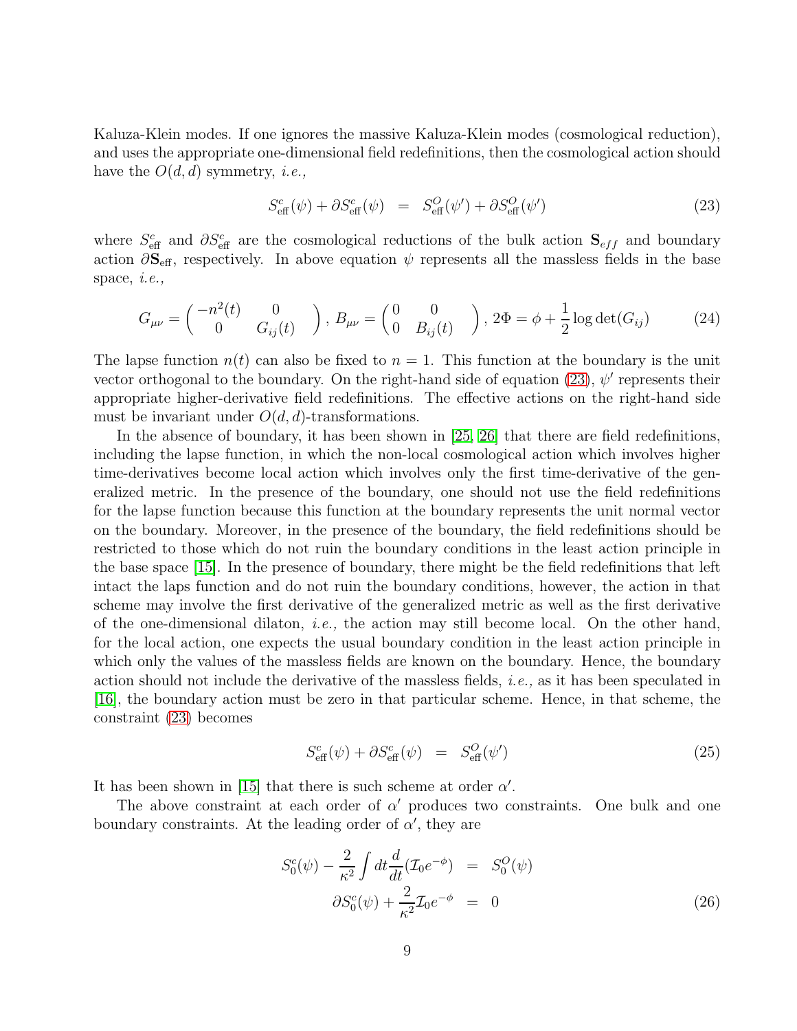Kaluza-Klein modes. If one ignores the massive Kaluza-Klein modes (cosmological reduction), and uses the appropriate one-dimensional field redefinitions, then the cosmological action should have the $O(d,d)$ symmetry, *i.e.,*

$$S^c_{\rm eff}(\psi)+\partial S^c_{\rm eff}(\psi) \;=\; S^O_{\rm eff}(\psi')+\partial S^O_{\rm eff}(\psi') \tag{23}$$

where $S^c_{\rm eff}$ and $\partial S^c_{\rm eff}$ are the cosmological reductions of the bulk action $\mathbf{S}_{eff}$ and boundary action $\partial\mathbf{S}_{\rm eff}$, respectively. In above equation $\psi$ represents all the massless fields in the base space, *i.e.,*

$$G_{\mu\nu}=\begin{pmatrix}-n^2(t) & 0\\ 0 & G_{ij}(t)\end{pmatrix},\; B_{\mu\nu}=\begin{pmatrix}0 & 0\\ 0 & B_{ij}(t)\end{pmatrix},\; 2\Phi=\phi+\frac{1}{2}\log\det(G_{ij}) \tag{24}$$

The lapse function $n(t)$ can also be fixed to $n=1$. This function at the boundary is the unit vector orthogonal to the boundary. On the right-hand side of equation (23), $\psi'$ represents their appropriate higher-derivative field redefinitions. The effective actions on the right-hand side must be invariant under $O(d,d)$-transformations.

In the absence of boundary, it has been shown in [25, 26] that there are field redefinitions, including the lapse function, in which the non-local cosmological action which involves higher time-derivatives become local action which involves only the first time-derivative of the generalized metric. In the presence of the boundary, one should not use the field redefinitions for the lapse function because this function at the boundary represents the unit normal vector on the boundary. Moreover, in the presence of the boundary, the field redefinitions should be restricted to those which do not ruin the boundary conditions in the least action principle in the base space [15]. In the presence of boundary, there might be the field redefinitions that left intact the laps function and do not ruin the boundary conditions, however, the action in that scheme may involve the first derivative of the generalized metric as well as the first derivative of the one-dimensional dilaton, *i.e.,* the action may still become local. On the other hand, for the local action, one expects the usual boundary condition in the least action principle in which only the values of the massless fields are known on the boundary. Hence, the boundary action should not include the derivative of the massless fields, *i.e.,* as it has been speculated in [16], the boundary action must be zero in that particular scheme. Hence, in that scheme, the constraint (23) becomes

$$S^c_{\rm eff}(\psi)+\partial S^c_{\rm eff}(\psi) \;=\; S^O_{\rm eff}(\psi') \tag{25}$$

It has been shown in [15] that there is such scheme at order $\alpha'$.

The above constraint at each order of $\alpha'$ produces two constraints. One bulk and one boundary constraints. At the leading order of $\alpha'$, they are

$$\begin{aligned} S^c_0(\psi)-\frac{2}{\kappa^2}\int dt\frac{d}{dt}(\mathcal{I}_0e^{-\phi}) &= S^O_0(\psi)\\ \partial S^c_0(\psi)+\frac{2}{\kappa^2}\mathcal{I}_0e^{-\phi} &= 0 \end{aligned} \tag{26}$$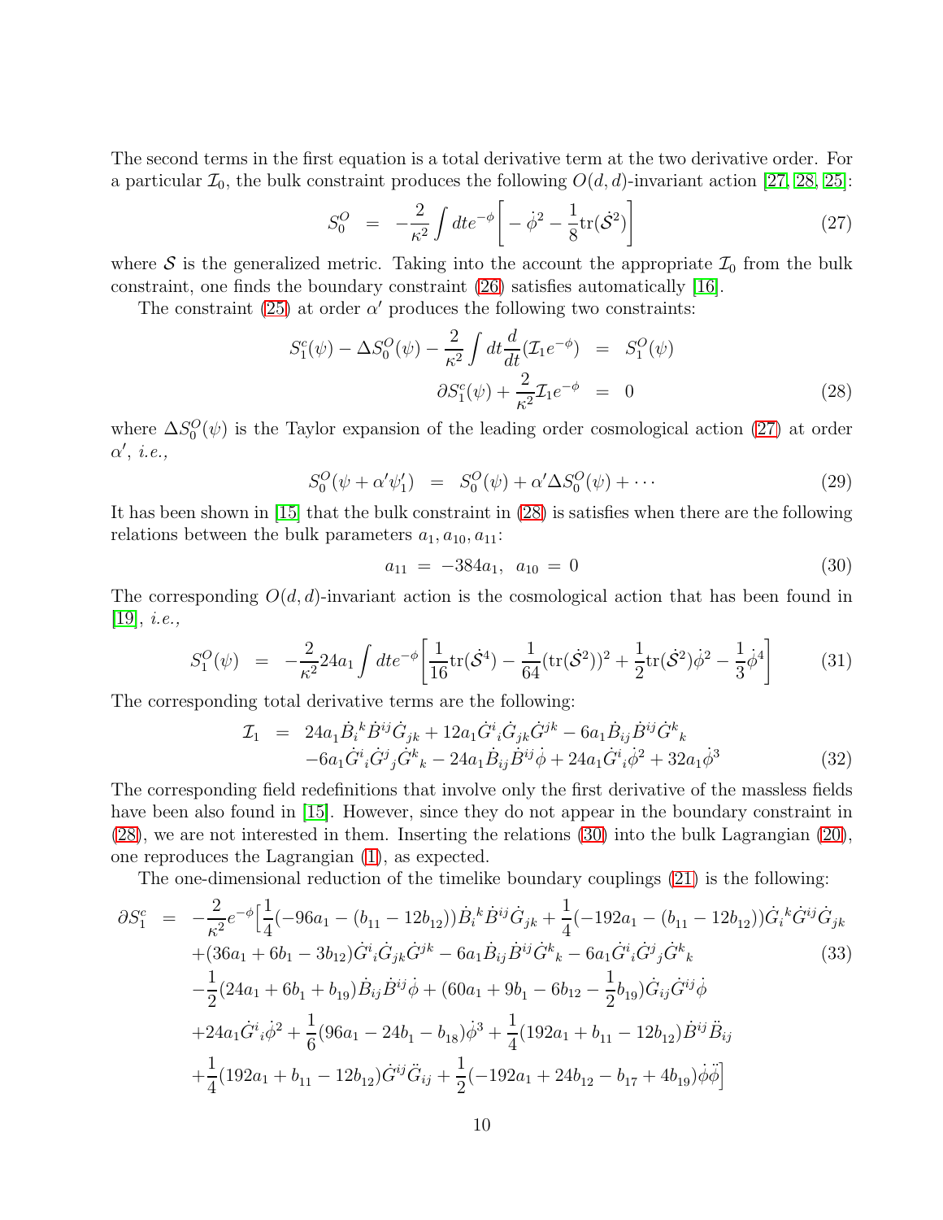The second terms in the first equation is a total derivative term at the two derivative order. For a particular $\mathcal{I}_0$, the bulk constraint produces the following $O(d,d)$-invariant action [27, 28, 25]:

$$S_0^O \;=\; -\frac{2}{\kappa^2}\int dt e^{-\phi}\bigg[-\dot{\phi}^2-\frac{1}{8}\mathrm{tr}(\dot{\mathcal{S}}^2)\bigg] \tag{27}$$

where $\mathcal{S}$ is the generalized metric. Taking into the account the appropriate $\mathcal{I}_0$ from the bulk constraint, one finds the boundary constraint (26) satisfies automatically [16].

The constraint (25) at order $\alpha'$ produces the following two constraints:

$$\begin{aligned} S_1^c(\psi)-\Delta S_0^O(\psi)-\frac{2}{\kappa^2}\int dt\frac{d}{dt}(\mathcal{I}_1e^{-\phi}) &= S_1^O(\psi)\\ \partial S_1^c(\psi)+\frac{2}{\kappa^2}\mathcal{I}_1e^{-\phi} &= 0 \end{aligned} \tag{28}$$

where $\Delta S_0^O(\psi)$ is the Taylor expansion of the leading order cosmological action (27) at order $\alpha'$, *i.e.,*

$$S_0^O(\psi+\alpha'\psi_1') \;=\; S_0^O(\psi)+\alpha'\Delta S_0^O(\psi)+\cdots \tag{29}$$

It has been shown in [15] that the bulk constraint in (28) is satisfies when there are the following relations between the bulk parameters $a_1, a_{10}, a_{11}$:

$$a_{11} \;=\; -384a_1,\;\; a_{10} \;=\; 0 \tag{30}$$

The corresponding $O(d,d)$-invariant action is the cosmological action that has been found in [19], *i.e.,*

$$S_1^O(\psi) \;=\; -\frac{2}{\kappa^2}24a_1\int dte^{-\phi}\bigg[\frac{1}{16}\mathrm{tr}(\dot{\mathcal{S}}^4)-\frac{1}{64}(\mathrm{tr}(\dot{\mathcal{S}}^2))^2+\frac{1}{2}\mathrm{tr}(\dot{\mathcal{S}}^2)\dot{\phi}^2-\frac{1}{3}\dot{\phi}^4\bigg] \tag{31}$$

The corresponding total derivative terms are the following:

$$\begin{aligned} \mathcal{I}_1 \;=\;& 24a_1\dot{B}_i{}^k\dot{B}^{ij}\dot{G}_{jk}+12a_1\dot{G}^i{}_i\dot{G}_{jk}\dot{G}^{jk}-6a_1\dot{B}_{ij}\dot{B}^{ij}\dot{G}^k{}_k\\ &-6a_1\dot{G}^i{}_i\dot{G}^j{}_j\dot{G}^k{}_k-24a_1\dot{B}_{ij}\dot{B}^{ij}\dot{\phi}+24a_1\dot{G}^i{}_i\dot{\phi}^2+32a_1\dot{\phi}^3 \end{aligned} \tag{32}$$

The corresponding field redefinitions that involve only the first derivative of the massless fields have been also found in [15]. However, since they do not appear in the boundary constraint in (28), we are not interested in them. Inserting the relations (30) into the bulk Lagrangian (20), one reproduces the Lagrangian (1), as expected.

The one-dimensional reduction of the timelike boundary couplings (21) is the following:

$$\begin{aligned} \partial S_1^c \;=\;& -\frac{2}{\kappa^2}e^{-\phi}\Big[\frac{1}{4}(-96a_1-(b_{11}-12b_{12}))\dot{B}_i{}^k\dot{B}^{ij}\dot{G}_{jk}+\frac{1}{4}(-192a_1-(b_{11}-12b_{12}))\dot{G}_i{}^k\dot{G}^{ij}\dot{G}_{jk}\\ &+(36a_1+6b_1-3b_{12})\dot{G}^i{}_i\dot{G}_{jk}\dot{G}^{jk}-6a_1\dot{B}_{ij}\dot{B}^{ij}\dot{G}^k{}_k-6a_1\dot{G}^i{}_i\dot{G}^j{}_j\dot{G}^k{}_k\\ &-\frac{1}{2}(24a_1+6b_1+b_{19})\dot{B}_{ij}\dot{B}^{ij}\dot{\phi}+(60a_1+9b_1-6b_{12}-\frac{1}{2}b_{19})\dot{G}_{ij}\dot{G}^{ij}\dot{\phi}\\ &+24a_1\dot{G}^i{}_i\dot{\phi}^2+\frac{1}{6}(96a_1-24b_1-b_{18})\dot{\phi}^3+\frac{1}{4}(192a_1+b_{11}-12b_{12})\dot{B}^{ij}\ddot{B}_{ij}\\ &+\frac{1}{4}(192a_1+b_{11}-12b_{12})\dot{G}^{ij}\ddot{G}_{ij}+\frac{1}{2}(-192a_1+24b_{12}-b_{17}+4b_{19})\dot{\phi}\ddot{\phi}\Big] \end{aligned} \tag{33}$$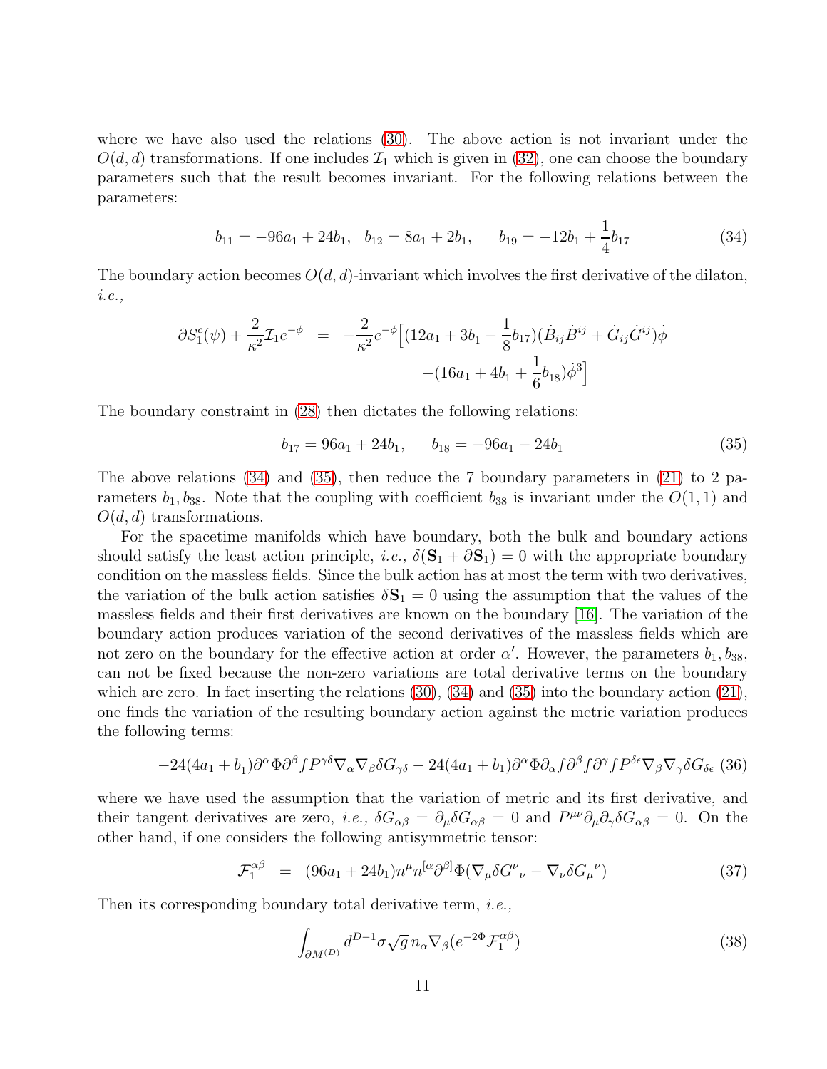where we have also used the relations (30). The above action is not invariant under the $O(d,d)$ transformations. If one includes $\mathcal{I}_1$ which is given in (32), one can choose the boundary parameters such that the result becomes invariant. For the following relations between the parameters:

$$
b_{11} = -96a_1 + 24b_1, \quad b_{12} = 8a_1 + 2b_1, \qquad b_{19} = -12b_1 + \frac{1}{4}b_{17} \tag{34}
$$

The boundary action becomes $O(d,d)$-invariant which involves the first derivative of the dilaton, *i.e.*,

$$
\begin{aligned}
\partial S_1^c(\psi) + \frac{2}{\kappa^2}\mathcal{I}_1 e^{-\phi} &= -\frac{2}{\kappa^2}e^{-\phi}\Big[(12a_1 + 3b_1 - \frac{1}{8}b_{17})(\dot{B}_{ij}\dot{B}^{ij} + \dot{G}_{ij}\dot{G}^{ij})\dot{\phi} \\
&\qquad -(16a_1 + 4b_1 + \frac{1}{6}b_{18})\dot{\phi}^3\Big]
\end{aligned}
$$

The boundary constraint in (28) then dictates the following relations:

$$
b_{17} = 96a_1 + 24b_1, \qquad b_{18} = -96a_1 - 24b_1 \tag{35}
$$

The above relations (34) and (35), then reduce the 7 boundary parameters in (21) to 2 parameters $b_1, b_{38}$. Note that the coupling with coefficient $b_{38}$ is invariant under the $O(1,1)$ and $O(d,d)$ transformations.

For the spacetime manifolds which have boundary, both the bulk and boundary actions should satisfy the least action principle, *i.e.*, $\delta(\mathbf{S}_1 + \partial\mathbf{S}_1) = 0$ with the appropriate boundary condition on the massless fields. Since the bulk action has at most the term with two derivatives, the variation of the bulk action satisfies $\delta\mathbf{S}_1 = 0$ using the assumption that the values of the massless fields and their first derivatives are known on the boundary [16]. The variation of the boundary action produces variation of the second derivatives of the massless fields which are not zero on the boundary for the effective action at order $\alpha'$. However, the parameters $b_1, b_{38}$, can not be fixed because the non-zero variations are total derivative terms on the boundary which are zero. In fact inserting the relations (30), (34) and (35) into the boundary action (21), one finds the variation of the resulting boundary action against the metric variation produces the following terms:

$$
-24(4a_1 + b_1)\partial^\alpha\Phi\partial^\beta f P^{\gamma\delta}\nabla_\alpha\nabla_\beta\delta G_{\gamma\delta} - 24(4a_1 + b_1)\partial^\alpha\Phi\partial_\alpha f\partial^\beta f\partial^\gamma f P^{\delta\epsilon}\nabla_\beta\nabla_\gamma\delta G_{\delta\epsilon} \tag{36}
$$

where we have used the assumption that the variation of metric and its first derivative, and their tangent derivatives are zero, *i.e.*, $\delta G_{\alpha\beta} = \partial_\mu\delta G_{\alpha\beta} = 0$ and $P^{\mu\nu}\partial_\mu\partial_\gamma\delta G_{\alpha\beta} = 0$. On the other hand, if one considers the following antisymmetric tensor:

$$
\mathcal{F}_1^{\alpha\beta} = (96a_1 + 24b_1)n^\mu n^{[\alpha}\partial^{\beta]}\Phi(\nabla_\mu\delta G^\nu{}_\nu - \nabla_\nu\delta G_\mu{}^\nu) \tag{37}
$$

Then its corresponding boundary total derivative term, *i.e.*,

$$
\int_{\partial M^{(D)}} d^{D-1}\sigma\sqrt{g}\, n_\alpha\nabla_\beta(e^{-2\Phi}\mathcal{F}_1^{\alpha\beta}) \tag{38}
$$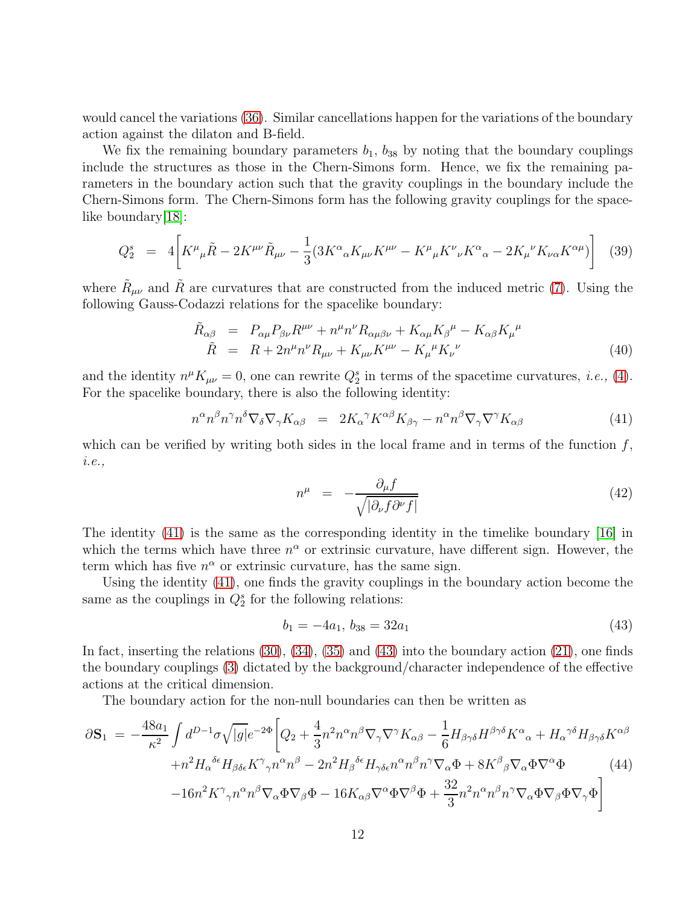would cancel the variations (36). Similar cancellations happen for the variations of the boundary action against the dilaton and B-field.

We fix the remaining boundary parameters $b_1$, $b_{38}$ by noting that the boundary couplings include the structures as those in the Chern-Simons form. Hence, we fix the remaining parameters in the boundary action such that the gravity couplings in the boundary include the Chern-Simons form. The Chern-Simons form has the following gravity couplings for the spacelike boundary[18]:

$$Q_2^s \;=\; 4\bigg[K^\mu{}_\mu\tilde{R} - 2K^{\mu\nu}\tilde{R}_{\mu\nu} - \frac{1}{3}(3K^\alpha{}_\alpha K_{\mu\nu}K^{\mu\nu} - K^\mu{}_\mu K^\nu{}_\nu K^\alpha{}_\alpha - 2K_\mu{}^\nu K_{\nu\alpha}K^{\alpha\mu})\bigg] \tag{39}$$

where $\tilde{R}_{\mu\nu}$ and $\tilde{R}$ are curvatures that are constructed from the induced metric (7). Using the following Gauss-Codazzi relations for the spacelike boundary:

$$\begin{aligned}
\tilde{R}_{\alpha\beta} &= P_{\alpha\mu}P_{\beta\nu}R^{\mu\nu} + n^\mu n^\nu R_{\alpha\mu\beta\nu} + K_{\alpha\mu}K_\beta{}^\mu - K_{\alpha\beta}K_\mu{}^\mu \\
\tilde{R} &= R + 2n^\mu n^\nu R_{\mu\nu} + K_{\mu\nu}K^{\mu\nu} - K_\mu{}^\mu K_\nu{}^\nu
\end{aligned} \tag{40}$$

and the identity $n^\mu K_{\mu\nu} = 0$, one can rewrite $Q_2^s$ in terms of the spacetime curvatures, *i.e.,* (4). For the spacelike boundary, there is also the following identity:

$$n^\alpha n^\beta n^\gamma n^\delta \nabla_\delta\nabla_\gamma K_{\alpha\beta} \;=\; 2K_\alpha{}^\gamma K^{\alpha\beta}K_{\beta\gamma} - n^\alpha n^\beta \nabla_\gamma\nabla^\gamma K_{\alpha\beta} \tag{41}$$

which can be verified by writing both sides in the local frame and in terms of the function $f$, *i.e.,*

$$n^\mu \;=\; -\frac{\partial_\mu f}{\sqrt{|\partial_\nu f\partial^\nu f|}} \tag{42}$$

The identity (41) is the same as the corresponding identity in the timelike boundary [16] in which the terms which have three $n^\alpha$ or extrinsic curvature, have different sign. However, the term which has five $n^\alpha$ or extrinsic curvature, has the same sign.

Using the identity (41), one finds the gravity couplings in the boundary action become the same as the couplings in $Q_2^s$ for the following relations:

$$b_1 = -4a_1,\; b_{38} = 32a_1 \tag{43}$$

In fact, inserting the relations (30), (34), (35) and (43) into the boundary action (21), one finds the boundary couplings (3) dictated by the background/character independence of the effective actions at the critical dimension.

The boundary action for the non-null boundaries can then be written as

$$\begin{aligned}
\partial\mathbf{S}_1 \;=\; -\frac{48a_1}{\kappa^2}\int d^{D-1}\sigma\sqrt{|g|}e^{-2\Phi}\bigg[&Q_2 + \frac{4}{3}n^2 n^\alpha n^\beta\nabla_\gamma\nabla^\gamma K_{\alpha\beta} - \frac{1}{6}H_{\beta\gamma\delta}H^{\beta\gamma\delta}K^\alpha{}_\alpha + H_\alpha{}^{\gamma\delta}H_{\beta\gamma\delta}K^{\alpha\beta} \\
&+ n^2 H_\alpha{}^{\delta\epsilon}H_{\beta\delta\epsilon}K^\gamma{}_\gamma n^\alpha n^\beta - 2n^2 H_\beta{}^{\delta\epsilon}H_{\gamma\delta\epsilon}n^\alpha n^\beta n^\gamma\nabla_\alpha\Phi + 8K^\beta{}_\beta\nabla_\alpha\Phi\nabla^\alpha\Phi \\
&- 16n^2 K^\gamma{}_\gamma n^\alpha n^\beta\nabla_\alpha\Phi\nabla_\beta\Phi - 16K_{\alpha\beta}\nabla^\alpha\Phi\nabla^\beta\Phi + \frac{32}{3}n^2 n^\alpha n^\beta n^\gamma\nabla_\alpha\Phi\nabla_\beta\Phi\nabla_\gamma\Phi\bigg]
\end{aligned} \tag{44}$$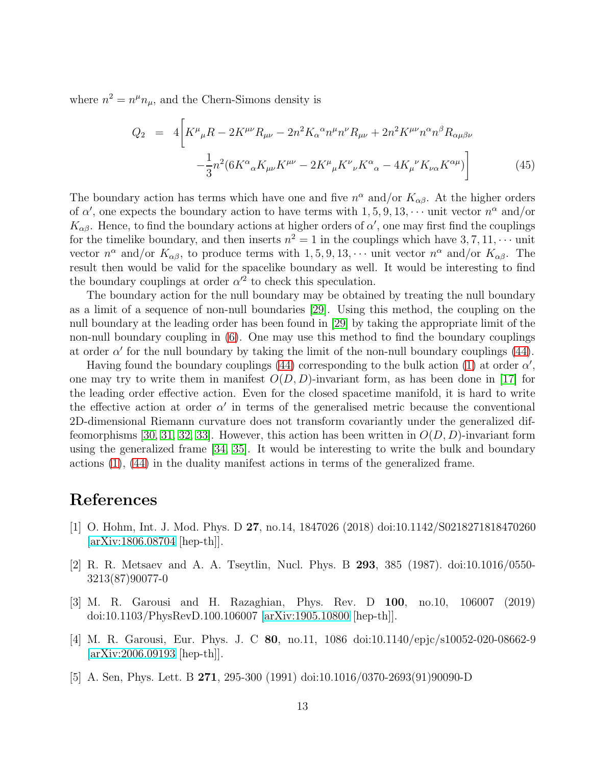where $n^2 = n^\mu n_\mu$, and the Chern-Simons density is

$$
\begin{aligned}
Q_2 \;&=\; 4\bigg[K^\mu{}_\mu R - 2K^{\mu\nu}R_{\mu\nu} - 2n^2 K_\alpha{}^\alpha n^\mu n^\nu R_{\mu\nu} + 2n^2 K^{\mu\nu} n^\alpha n^\beta R_{\alpha\mu\beta\nu} \\
&\qquad -\frac{1}{3}n^2(6K^\alpha{}_\alpha K_{\mu\nu}K^{\mu\nu} - 2K^\mu{}_\mu K^\nu{}_\nu K^\alpha{}_\alpha - 4K_\mu{}^\nu K_{\nu\alpha}K^{\alpha\mu})\bigg] \qquad (45)
\end{aligned}
$$

The boundary action has terms which have one and five $n^\alpha$ and/or $K_{\alpha\beta}$. At the higher orders of $\alpha'$, one expects the boundary action to have terms with $1, 5, 9, 13, \cdots$ unit vector $n^\alpha$ and/or $K_{\alpha\beta}$. Hence, to find the boundary actions at higher orders of $\alpha'$, one may first find the couplings for the timelike boundary, and then inserts $n^2 = 1$ in the couplings which have $3, 7, 11, \cdots$ unit vector $n^\alpha$ and/or $K_{\alpha\beta}$, to produce terms with $1, 5, 9, 13, \cdots$ unit vector $n^\alpha$ and/or $K_{\alpha\beta}$. The result then would be valid for the spacelike boundary as well. It would be interesting to find the boundary couplings at order $\alpha'^2$ to check this speculation.

The boundary action for the null boundary may be obtained by treating the null boundary as a limit of a sequence of non-null boundaries [29]. Using this method, the coupling on the null boundary at the leading order has been found in [29] by taking the appropriate limit of the non-null boundary coupling in (6). One may use this method to find the boundary couplings at order $\alpha'$ for the null boundary by taking the limit of the non-null boundary couplings (44).

Having found the boundary couplings (44) corresponding to the bulk action (1) at order $\alpha'$, one may try to write them in manifest $O(D, D)$-invariant form, as has been done in [17] for the leading order effective action. Even for the closed spacetime manifold, it is hard to write the effective action at order $\alpha'$ in terms of the generalised metric because the conventional 2D-dimensional Riemann curvature does not transform covariantly under the generalized diffeomorphisms [30, 31, 32, 33]. However, this action has been written in $O(D, D)$-invariant form using the generalized frame [34, 35]. It would be interesting to write the bulk and boundary actions (1), (44) in the duality manifest actions in terms of the generalized frame.

# References

[1] O. Hohm, Int. J. Mod. Phys. D **27**, no.14, 1847026 (2018) doi:10.1142/S0218271818470260 [arXiv:1806.08704 [hep-th]].

[2] R. R. Metsaev and A. A. Tseytlin, Nucl. Phys. B **293**, 385 (1987). doi:10.1016/0550-3213(87)90077-0

[3] M. R. Garousi and H. Razaghian, Phys. Rev. D **100**, no.10, 106007 (2019) doi:10.1103/PhysRevD.100.106007 [arXiv:1905.10800 [hep-th]].

[4] M. R. Garousi, Eur. Phys. J. C **80**, no.11, 1086 doi:10.1140/epjc/s10052-020-08662-9 [arXiv:2006.09193 [hep-th]].

[5] A. Sen, Phys. Lett. B **271**, 295-300 (1991) doi:10.1016/0370-2693(91)90090-D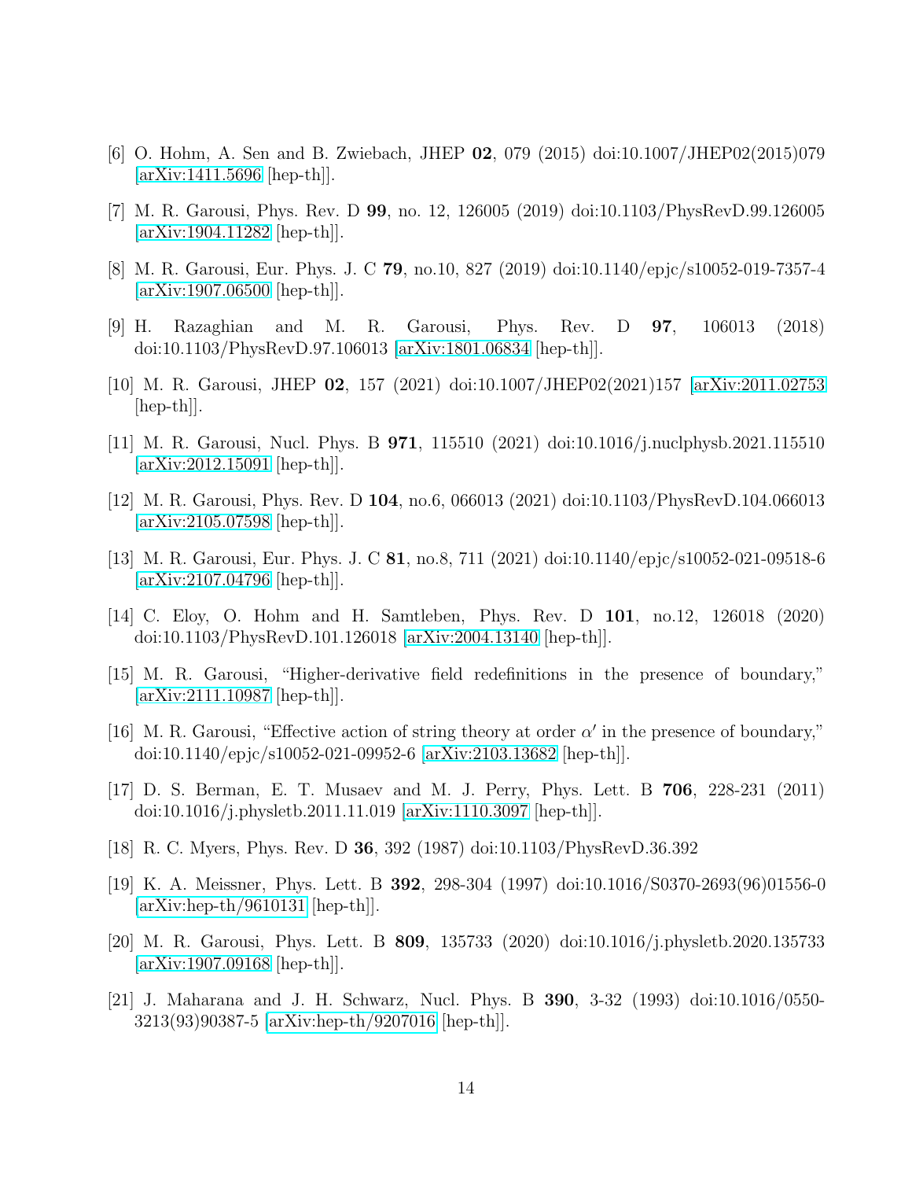[6] O. Hohm, A. Sen and B. Zwiebach, JHEP **02**, 079 (2015) doi:10.1007/JHEP02(2015)079 [arXiv:1411.5696 [hep-th]].

[7] M. R. Garousi, Phys. Rev. D **99**, no. 12, 126005 (2019) doi:10.1103/PhysRevD.99.126005 [arXiv:1904.11282 [hep-th]].

[8] M. R. Garousi, Eur. Phys. J. C **79**, no.10, 827 (2019) doi:10.1140/epjc/s10052-019-7357-4 [arXiv:1907.06500 [hep-th]].

[9] H. Razaghian and M. R. Garousi, Phys. Rev. D **97**, 106013 (2018) doi:10.1103/PhysRevD.97.106013 [arXiv:1801.06834 [hep-th]].

[10] M. R. Garousi, JHEP **02**, 157 (2021) doi:10.1007/JHEP02(2021)157 [arXiv:2011.02753 [hep-th]].

[11] M. R. Garousi, Nucl. Phys. B **971**, 115510 (2021) doi:10.1016/j.nuclphysb.2021.115510 [arXiv:2012.15091 [hep-th]].

[12] M. R. Garousi, Phys. Rev. D **104**, no.6, 066013 (2021) doi:10.1103/PhysRevD.104.066013 [arXiv:2105.07598 [hep-th]].

[13] M. R. Garousi, Eur. Phys. J. C **81**, no.8, 711 (2021) doi:10.1140/epjc/s10052-021-09518-6 [arXiv:2107.04796 [hep-th]].

[14] C. Eloy, O. Hohm and H. Samtleben, Phys. Rev. D **101**, no.12, 126018 (2020) doi:10.1103/PhysRevD.101.126018 [arXiv:2004.13140 [hep-th]].

[15] M. R. Garousi, "Higher-derivative field redefinitions in the presence of boundary," [arXiv:2111.10987 [hep-th]].

[16] M. R. Garousi, "Effective action of string theory at order $\alpha'$ in the presence of boundary," doi:10.1140/epjc/s10052-021-09952-6 [arXiv:2103.13682 [hep-th]].

[17] D. S. Berman, E. T. Musaev and M. J. Perry, Phys. Lett. B **706**, 228-231 (2011) doi:10.1016/j.physletb.2011.11.019 [arXiv:1110.3097 [hep-th]].

[18] R. C. Myers, Phys. Rev. D **36**, 392 (1987) doi:10.1103/PhysRevD.36.392

[19] K. A. Meissner, Phys. Lett. B **392**, 298-304 (1997) doi:10.1016/S0370-2693(96)01556-0 [arXiv:hep-th/9610131 [hep-th]].

[20] M. R. Garousi, Phys. Lett. B **809**, 135733 (2020) doi:10.1016/j.physletb.2020.135733 [arXiv:1907.09168 [hep-th]].

[21] J. Maharana and J. H. Schwarz, Nucl. Phys. B **390**, 3-32 (1993) doi:10.1016/0550-3213(93)90387-5 [arXiv:hep-th/9207016 [hep-th]].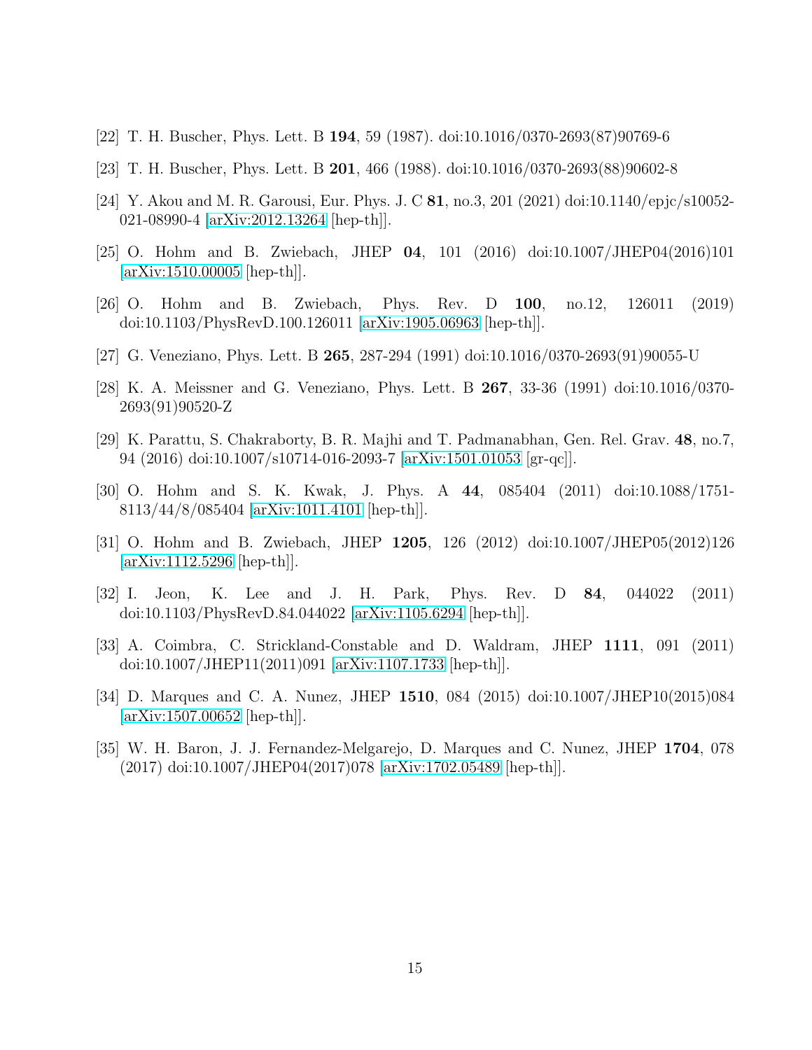[22] T. H. Buscher, Phys. Lett. B **194**, 59 (1987). doi:10.1016/0370-2693(87)90769-6

[23] T. H. Buscher, Phys. Lett. B **201**, 466 (1988). doi:10.1016/0370-2693(88)90602-8

[24] Y. Akou and M. R. Garousi, Eur. Phys. J. C **81**, no.3, 201 (2021) doi:10.1140/epjc/s10052-021-08990-4 [arXiv:2012.13264 [hep-th]].

[25] O. Hohm and B. Zwiebach, JHEP **04**, 101 (2016) doi:10.1007/JHEP04(2016)101 [arXiv:1510.00005 [hep-th]].

[26] O. Hohm and B. Zwiebach, Phys. Rev. D **100**, no.12, 126011 (2019) doi:10.1103/PhysRevD.100.126011 [arXiv:1905.06963 [hep-th]].

[27] G. Veneziano, Phys. Lett. B **265**, 287-294 (1991) doi:10.1016/0370-2693(91)90055-U

[28] K. A. Meissner and G. Veneziano, Phys. Lett. B **267**, 33-36 (1991) doi:10.1016/0370-2693(91)90520-Z

[29] K. Parattu, S. Chakraborty, B. R. Majhi and T. Padmanabhan, Gen. Rel. Grav. **48**, no.7, 94 (2016) doi:10.1007/s10714-016-2093-7 [arXiv:1501.01053 [gr-qc]].

[30] O. Hohm and S. K. Kwak, J. Phys. A **44**, 085404 (2011) doi:10.1088/1751-8113/44/8/085404 [arXiv:1011.4101 [hep-th]].

[31] O. Hohm and B. Zwiebach, JHEP **1205**, 126 (2012) doi:10.1007/JHEP05(2012)126 [arXiv:1112.5296 [hep-th]].

[32] I. Jeon, K. Lee and J. H. Park, Phys. Rev. D **84**, 044022 (2011) doi:10.1103/PhysRevD.84.044022 [arXiv:1105.6294 [hep-th]].

[33] A. Coimbra, C. Strickland-Constable and D. Waldram, JHEP **1111**, 091 (2011) doi:10.1007/JHEP11(2011)091 [arXiv:1107.1733 [hep-th]].

[34] D. Marques and C. A. Nunez, JHEP **1510**, 084 (2015) doi:10.1007/JHEP10(2015)084 [arXiv:1507.00652 [hep-th]].

[35] W. H. Baron, J. J. Fernandez-Melgarejo, D. Marques and C. Nunez, JHEP **1704**, 078 (2017) doi:10.1007/JHEP04(2017)078 [arXiv:1702.05489 [hep-th]].